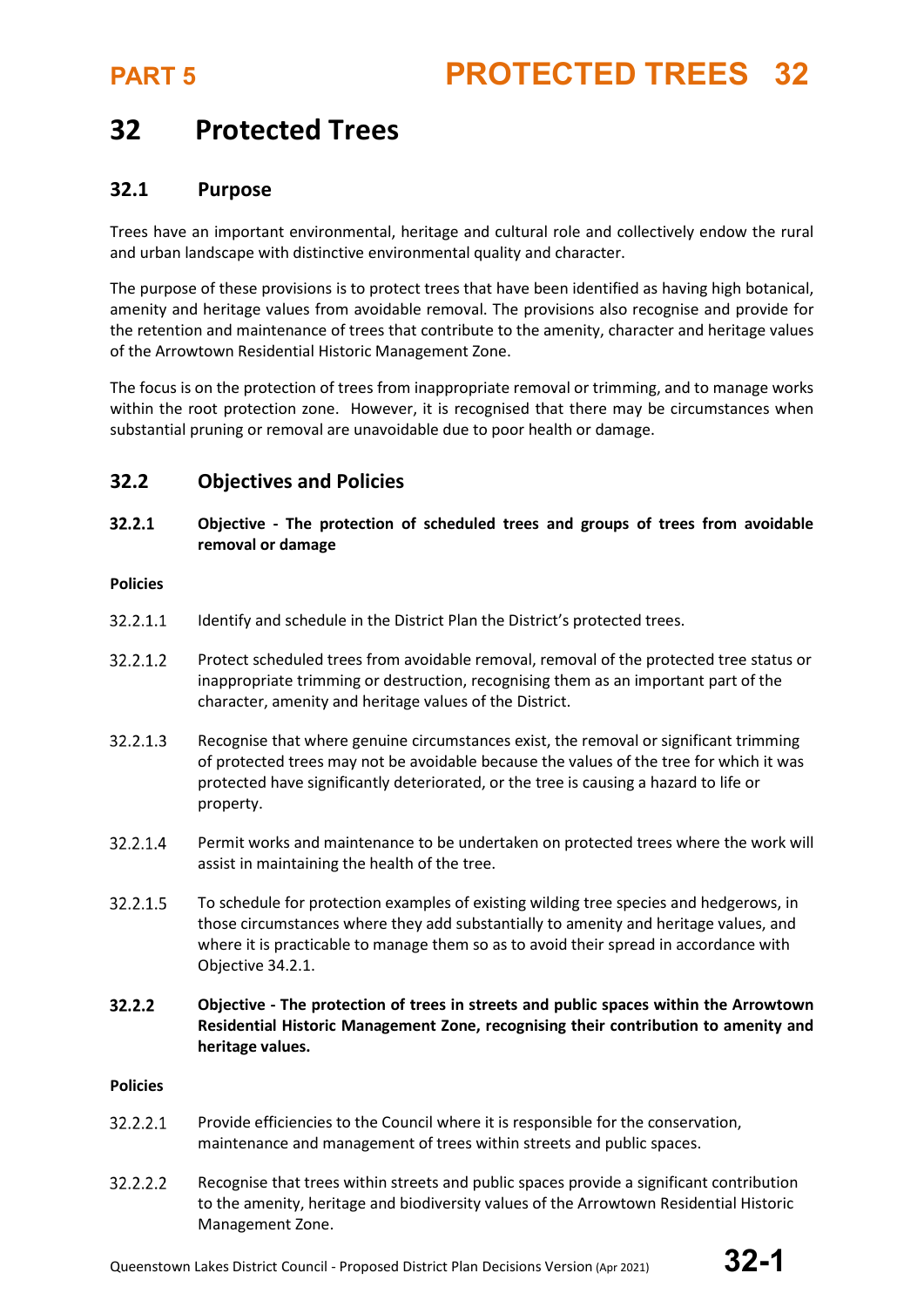# 32 Protected Trees

## 32.1 Purpose

Trees have an important environmental, heritage and cultural role and collectively endow the rural and urban landscape with distinctive environmental quality and character.

The purpose of these provisions is to protect trees that have been identified as having high botanical, amenity and heritage values from avoidable removal. The provisions also recognise and provide for the retention and maintenance of trees that contribute to the amenity, character and heritage values of the Arrowtown Residential Historic Management Zone.

The focus is on the protection of trees from inappropriate removal or trimming, and to manage works within the root protection zone. However, it is recognised that there may be circumstances when substantial pruning or removal are unavoidable due to poor health or damage.

## 32.2 Objectives and Policies

**32.2.1 Objective - The protection of scheduled trees and groups of trees from avoidable removal or damage**

**Policies**

32.2.1.1 Identify and schedule in the District Plan the District's protected trees.

32.2.1.2 Protect scheduled trees from avoidable removal, removal of the protected tree status or inappropriate trimming or destruction, recognising them as an important part of the character, amenity and heritage values of the District.

32.2.1.3 Recognise that where genuine circumstances exist, the removal or significant trimming of protected trees may not be avoidable because the values of the tree for which it was protected have significantly deteriorated, or the tree is causing a hazard to life or property.

32.2.1.4 Permit works and maintenance to be undertaken on protected trees where the work will assist in maintaining the health of the tree.

32.2.1.5 To schedule for protection examples of existing wilding tree species and hedgerows, in those circumstances where they add substantially to amenity and heritage values, and where it is practicable to manage them so as to avoid their spread in accordance with Objective 34.2.1.

**32.2.2 Objective - The protection of trees in streets and public spaces within the Arrowtown Residential Historic Management Zone, recognising their contribution to amenity and heritage values.**

**Policies**

32.2.2.1 Provide efficiencies to the Council where it is responsible for the conservation, maintenance and management of trees within streets and public spaces.

32.2.2.2 Recognise that trees within streets and public spaces provide a significant contribution to the amenity, heritage and biodiversity values of the Arrowtown Residential Historic Management Zone.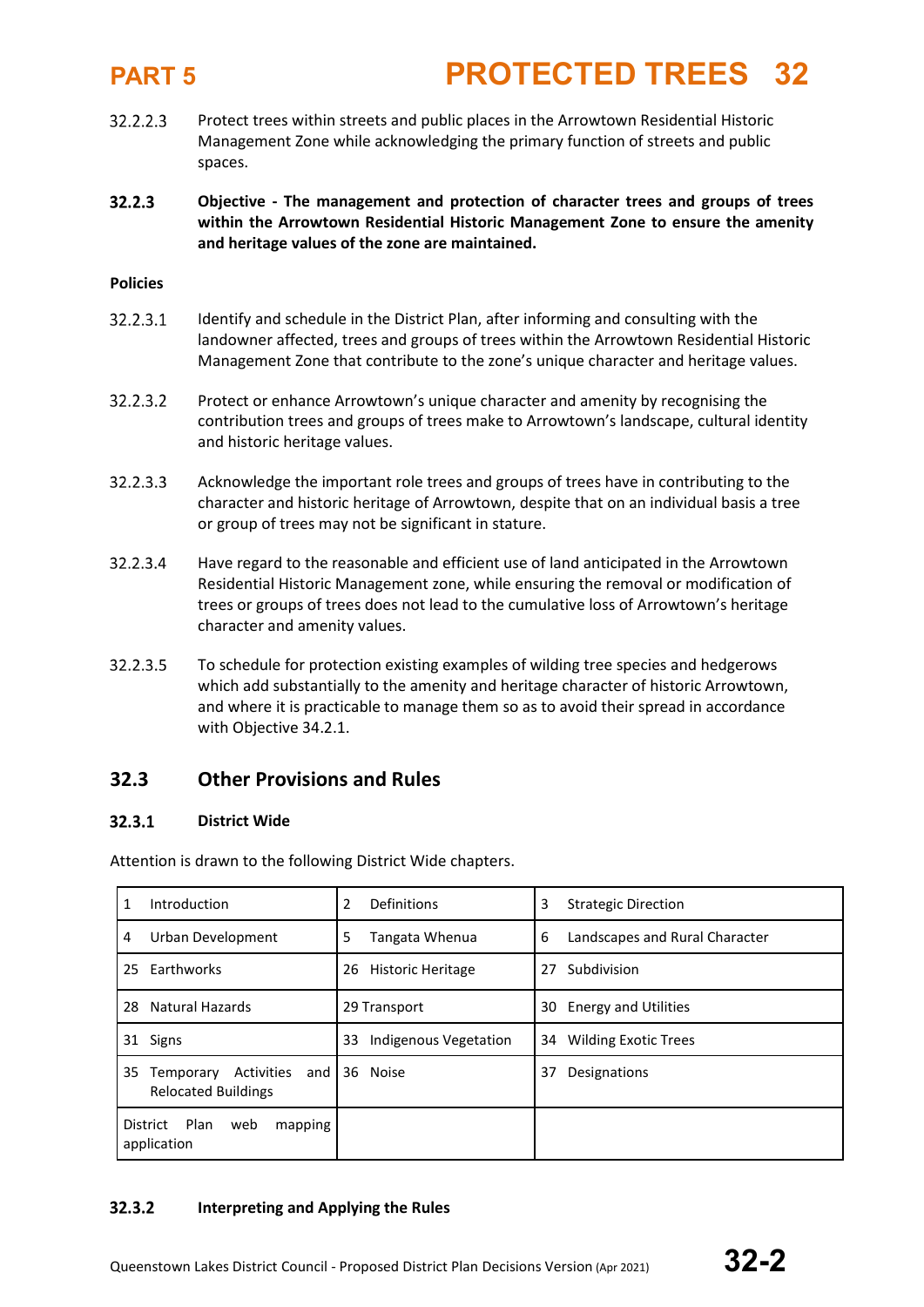32.2.2.3 Protect trees within streets and public places in the Arrowtown Residential Historic Management Zone while acknowledging the primary function of streets and public spaces.

**32.2.3 Objective - The management and protection of character trees and groups of trees within the Arrowtown Residential Historic Management Zone to ensure the amenity and heritage values of the zone are maintained.**

**Policies**

32.2.3.1 Identify and schedule in the District Plan, after informing and consulting with the landowner affected, trees and groups of trees within the Arrowtown Residential Historic Management Zone that contribute to the zone's unique character and heritage values.

32.2.3.2 Protect or enhance Arrowtown's unique character and amenity by recognising the contribution trees and groups of trees make to Arrowtown's landscape, cultural identity and historic heritage values.

32.2.3.3 Acknowledge the important role trees and groups of trees have in contributing to the character and historic heritage of Arrowtown, despite that on an individual basis a tree or group of trees may not be significant in stature.

32.2.3.4 Have regard to the reasonable and efficient use of land anticipated in the Arrowtown Residential Historic Management zone, while ensuring the removal or modification of trees or groups of trees does not lead to the cumulative loss of Arrowtown's heritage character and amenity values.

32.2.3.5 To schedule for protection existing examples of wilding tree species and hedgerows which add substantially to the amenity and heritage character of historic Arrowtown, and where it is practicable to manage them so as to avoid their spread in accordance with Objective 34.2.1.

## 32.3 Other Provisions and Rules

### 32.3.1 District Wide

Attention is drawn to the following District Wide chapters.

| | | |
|---|---|---|
| 1 Introduction | 2 Definitions | 3 Strategic Direction |
| 4 Urban Development | 5 Tangata Whenua | 6 Landscapes and Rural Character |
| 25 Earthworks | 26 Historic Heritage | 27 Subdivision |
| 28 Natural Hazards | 29 Transport | 30 Energy and Utilities |
| 31 Signs | 33 Indigenous Vegetation | 34 Wilding Exotic Trees |
| 35 Temporary Activities and Relocated Buildings | 36 Noise | 37 Designations |
| District Plan web mapping application | | |

### 32.3.2 Interpreting and Applying the Rules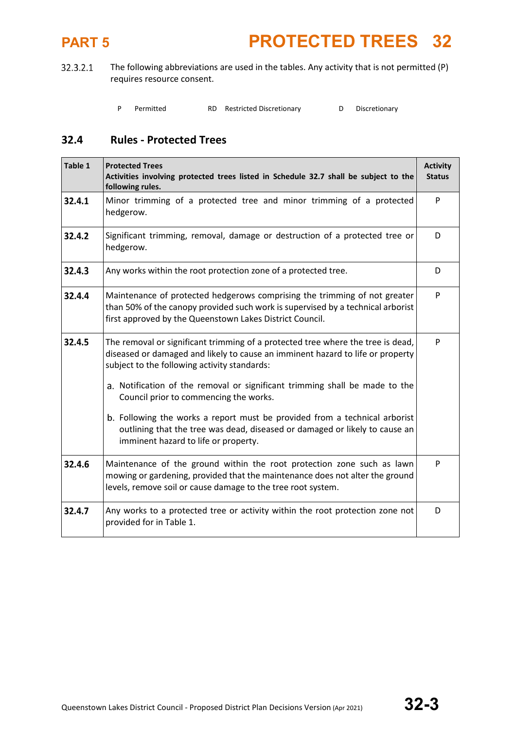32.3.2.1 The following abbreviations are used in the tables. Any activity that is not permitted (P) requires resource consent.

P Permitted RD Restricted Discretionary D Discretionary

## 32.4 Rules - Protected Trees

| Table 1 | **Protected Trees**<br>**Activities involving protected trees listed in Schedule 32.7 shall be subject to the following rules.** | Activity Status |
|---|---|---|
| **32.4.1** | Minor trimming of a protected tree and minor trimming of a protected hedgerow. | P |
| **32.4.2** | Significant trimming, removal, damage or destruction of a protected tree or hedgerow. | D |
| **32.4.3** | Any works within the root protection zone of a protected tree. | D |
| **32.4.4** | Maintenance of protected hedgerows comprising the trimming of not greater than 50% of the canopy provided such work is supervised by a technical arborist first approved by the Queenstown Lakes District Council. | P |
| **32.4.5** | The removal or significant trimming of a protected tree where the tree is dead, diseased or damaged and likely to cause an imminent hazard to life or property subject to the following activity standards:<br>a. Notification of the removal or significant trimming shall be made to the Council prior to commencing the works.<br>b. Following the works a report must be provided from a technical arborist outlining that the tree was dead, diseased or damaged or likely to cause an imminent hazard to life or property. | P |
| **32.4.6** | Maintenance of the ground within the root protection zone such as lawn mowing or gardening, provided that the maintenance does not alter the ground levels, remove soil or cause damage to the tree root system. | P |
| **32.4.7** | Any works to a protected tree or activity within the root protection zone not provided for in Table 1. | D |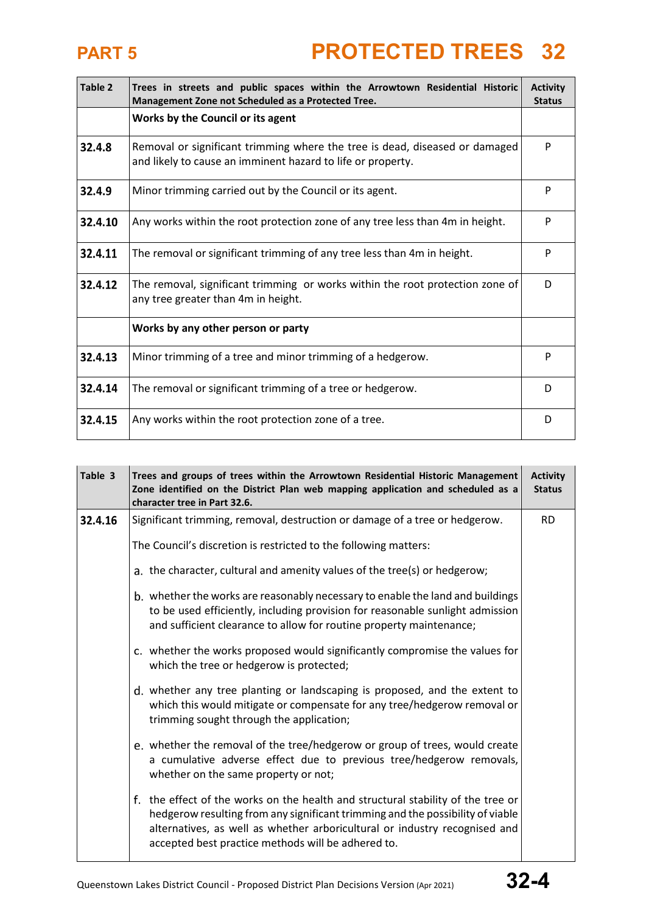| Table 2 | Trees in streets and public spaces within the Arrowtown Residential Historic Management Zone not Scheduled as a Protected Tree. | Activity Status |
|---|---|---|
| | **Works by the Council or its agent** | |
| **32.4.8** | Removal or significant trimming where the tree is dead, diseased or damaged and likely to cause an imminent hazard to life or property. | P |
| **32.4.9** | Minor trimming carried out by the Council or its agent. | P |
| **32.4.10** | Any works within the root protection zone of any tree less than 4m in height. | P |
| **32.4.11** | The removal or significant trimming of any tree less than 4m in height. | P |
| **32.4.12** | The removal, significant trimming or works within the root protection zone of any tree greater than 4m in height. | D |
| | **Works by any other person or party** | |
| **32.4.13** | Minor trimming of a tree and minor trimming of a hedgerow. | P |
| **32.4.14** | The removal or significant trimming of a tree or hedgerow. | D |
| **32.4.15** | Any works within the root protection zone of a tree. | D |

| Table 3 | Trees and groups of trees within the Arrowtown Residential Historic Management Zone identified on the District Plan web mapping application and scheduled as a character tree in Part 32.6. | Activity Status |
|---|---|---|
| **32.4.16** | Significant trimming, removal, destruction or damage of a tree or hedgerow.<br><br>The Council's discretion is restricted to the following matters:<br><br>a. the character, cultural and amenity values of the tree(s) or hedgerow;<br><br>b. whether the works are reasonably necessary to enable the land and buildings to be used efficiently, including provision for reasonable sunlight admission and sufficient clearance to allow for routine property maintenance;<br><br>c. whether the works proposed would significantly compromise the values for which the tree or hedgerow is protected;<br><br>d. whether any tree planting or landscaping is proposed, and the extent to which this would mitigate or compensate for any tree/hedgerow removal or trimming sought through the application;<br><br>e. whether the removal of the tree/hedgerow or group of trees, would create a cumulative adverse effect due to previous tree/hedgerow removals, whether on the same property or not;<br><br>f. the effect of the works on the health and structural stability of the tree or hedgerow resulting from any significant trimming and the possibility of viable alternatives, as well as whether arboricultural or industry recognised and accepted best practice methods will be adhered to. | RD |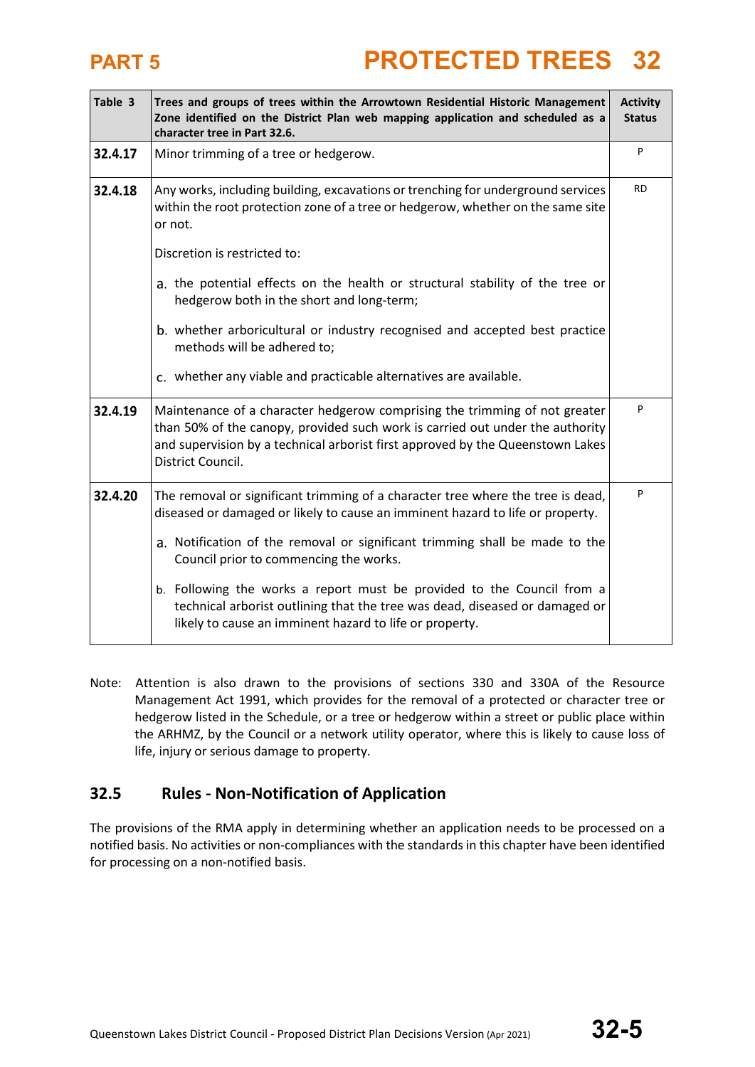| Table 3 | Trees and groups of trees within the Arrowtown Residential Historic Management Zone identified on the District Plan web mapping application and scheduled as a character tree in Part 32.6. | Activity Status |
|---|---|---|
| **32.4.17** | Minor trimming of a tree or hedgerow. | P |
| **32.4.18** | Any works, including building, excavations or trenching for underground services within the root protection zone of a tree or hedgerow, whether on the same site or not.<br><br>Discretion is restricted to:<br><br>a. the potential effects on the health or structural stability of the tree or hedgerow both in the short and long-term;<br><br>b. whether arboricultural or industry recognised and accepted best practice methods will be adhered to;<br><br>c. whether any viable and practicable alternatives are available. | RD |
| **32.4.19** | Maintenance of a character hedgerow comprising the trimming of not greater than 50% of the canopy, provided such work is carried out under the authority and supervision by a technical arborist first approved by the Queenstown Lakes District Council. | P |
| **32.4.20** | The removal or significant trimming of a character tree where the tree is dead, diseased or damaged or likely to cause an imminent hazard to life or property.<br><br>a. Notification of the removal or significant trimming shall be made to the Council prior to commencing the works.<br><br>b. Following the works a report must be provided to the Council from a technical arborist outlining that the tree was dead, diseased or damaged or likely to cause an imminent hazard to life or property. | P |

Note: Attention is also drawn to the provisions of sections 330 and 330A of the Resource Management Act 1991, which provides for the removal of a protected or character tree or hedgerow listed in the Schedule, or a tree or hedgerow within a street or public place within the ARHMZ, by the Council or a network utility operator, where this is likely to cause loss of life, injury or serious damage to property.

## 32.5 Rules - Non-Notification of Application

The provisions of the RMA apply in determining whether an application needs to be processed on a notified basis. No activities or non-compliances with the standards in this chapter have been identified for processing on a non-notified basis.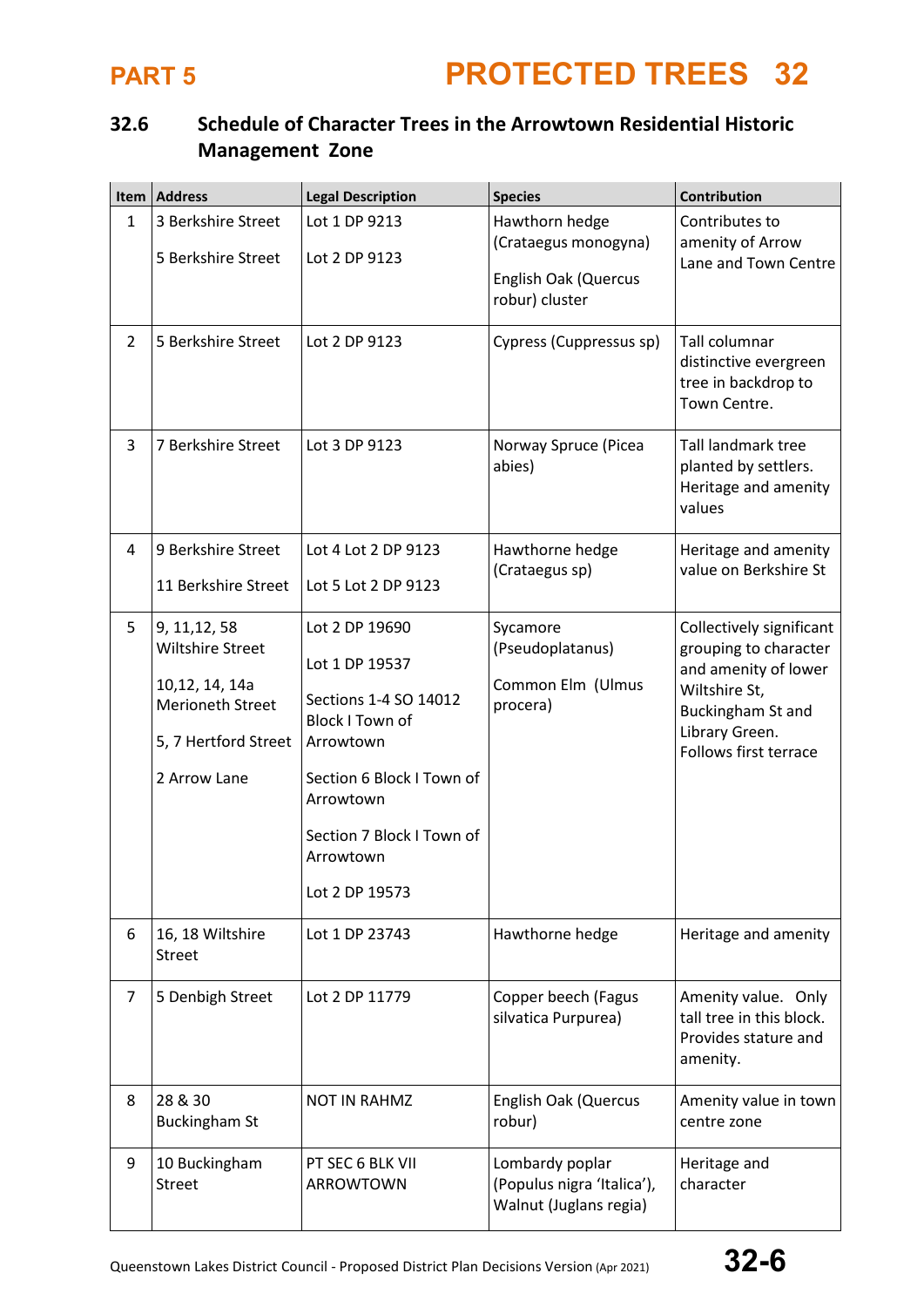## 32.6 Schedule of Character Trees in the Arrowtown Residential Historic Management Zone

| Item | Address | Legal Description | Species | Contribution |
|---|---|---|---|---|
| 1 | 3 Berkshire Street<br><br>5 Berkshire Street | Lot 1 DP 9213<br><br>Lot 2 DP 9123 | Hawthorn hedge (Crataegus monogyna)<br><br>English Oak (Quercus robur) cluster | Contributes to amenity of Arrow Lane and Town Centre |
| 2 | 5 Berkshire Street | Lot 2 DP 9123 | Cypress (Cuppressus sp) | Tall columnar distinctive evergreen tree in backdrop to Town Centre. |
| 3 | 7 Berkshire Street | Lot 3 DP 9123 | Norway Spruce (Picea abies) | Tall landmark tree planted by settlers. Heritage and amenity values |
| 4 | 9 Berkshire Street<br><br>11 Berkshire Street | Lot 4 Lot 2 DP 9123<br><br>Lot 5 Lot 2 DP 9123 | Hawthorne hedge (Crataegus sp) | Heritage and amenity value on Berkshire St |
| 5 | 9, 11,12, 58 Wiltshire Street<br><br>10,12, 14, 14a Merioneth Street<br><br>5, 7 Hertford Street<br><br>2 Arrow Lane | Lot 2 DP 19690<br><br>Lot 1 DP 19537<br><br>Sections 1-4 SO 14012 Block I Town of Arrowtown<br><br>Section 6 Block I Town of Arrowtown<br><br>Section 7 Block I Town of Arrowtown<br><br>Lot 2 DP 19573 | Sycamore (Pseudoplatanus)<br><br>Common Elm (Ulmus procera) | Collectively significant grouping to character and amenity of lower Wiltshire St, Buckingham St and Library Green. Follows first terrace |
| 6 | 16, 18 Wiltshire Street | Lot 1 DP 23743 | Hawthorne hedge | Heritage and amenity |
| 7 | 5 Denbigh Street | Lot 2 DP 11779 | Copper beech (Fagus silvatica Purpurea) | Amenity value. Only tall tree in this block. Provides stature and amenity. |
| 8 | 28 & 30 Buckingham St | NOT IN RAHMZ | English Oak (Quercus robur) | Amenity value in town centre zone |
| 9 | 10 Buckingham Street | PT SEC 6 BLK VII ARROWTOWN | Lombardy poplar (Populus nigra 'Italica'), Walnut (Juglans regia) | Heritage and character |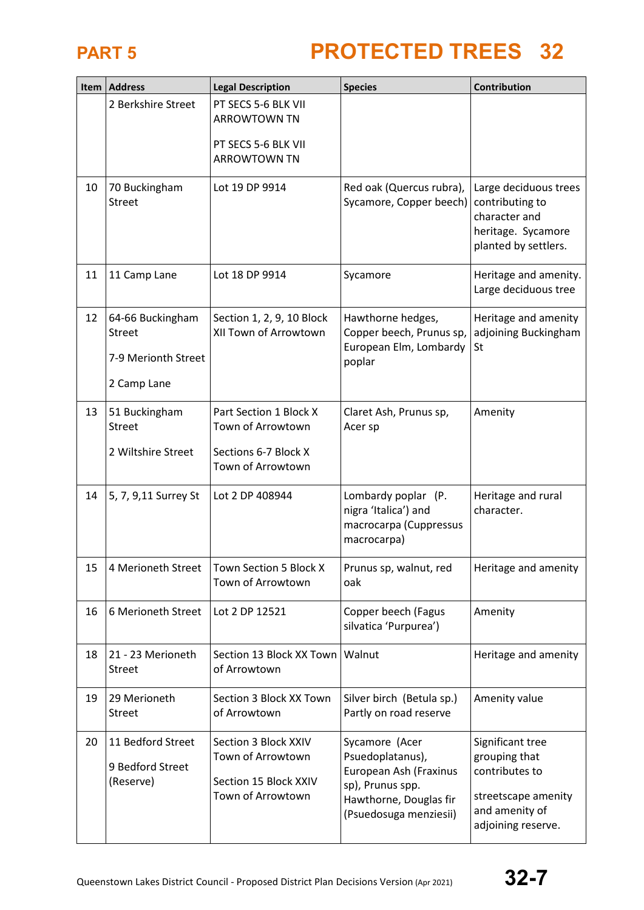| Item | Address | Legal Description | Species | Contribution |
|---|---|---|---|---|
| | 2 Berkshire Street | PT SECS 5-6 BLK VII ARROWTOWN TN<br><br>PT SECS 5-6 BLK VII ARROWTOWN TN | | |
| 10 | 70 Buckingham Street | Lot 19 DP 9914 | Red oak (Quercus rubra), Sycamore, Copper beech) | Large deciduous trees contributing to character and heritage. Sycamore planted by settlers. |
| 11 | 11 Camp Lane | Lot 18 DP 9914 | Sycamore | Heritage and amenity. Large deciduous tree |
| 12 | 64-66 Buckingham Street<br><br>7-9 Merionth Street<br><br>2 Camp Lane | Section 1, 2, 9, 10 Block XII Town of Arrowtown | Hawthorne hedges, Copper beech, Prunus sp, European Elm, Lombardy poplar | Heritage and amenity adjoining Buckingham St |
| 13 | 51 Buckingham Street<br><br>2 Wiltshire Street | Part Section 1 Block X Town of Arrowtown<br><br>Sections 6-7 Block X Town of Arrowtown | Claret Ash, Prunus sp, Acer sp | Amenity |
| 14 | 5, 7, 9,11 Surrey St | Lot 2 DP 408944 | Lombardy poplar (P. nigra 'Italica') and macrocarpa (Cuppressus macrocarpa) | Heritage and rural character. |
| 15 | 4 Merioneth Street | Town Section 5 Block X Town of Arrowtown | Prunus sp, walnut, red oak | Heritage and amenity |
| 16 | 6 Merioneth Street | Lot 2 DP 12521 | Copper beech (Fagus silvatica 'Purpurea') | Amenity |
| 18 | 21 - 23 Merioneth Street | Section 13 Block XX Town of Arrowtown | Walnut | Heritage and amenity |
| 19 | 29 Merioneth Street | Section 3 Block XX Town of Arrowtown | Silver birch (Betula sp.) Partly on road reserve | Amenity value |
| 20 | 11 Bedford Street<br><br>9 Bedford Street (Reserve) | Section 3 Block XXIV Town of Arrowtown<br><br>Section 15 Block XXIV Town of Arrowtown | Sycamore (Acer Psuedoplatanus), European Ash (Fraxinus sp), Prunus spp. Hawthorne, Douglas fir (Psuedosuga menziesii) | Significant tree grouping that contributes to<br><br>streetscape amenity and amenity of adjoining reserve. |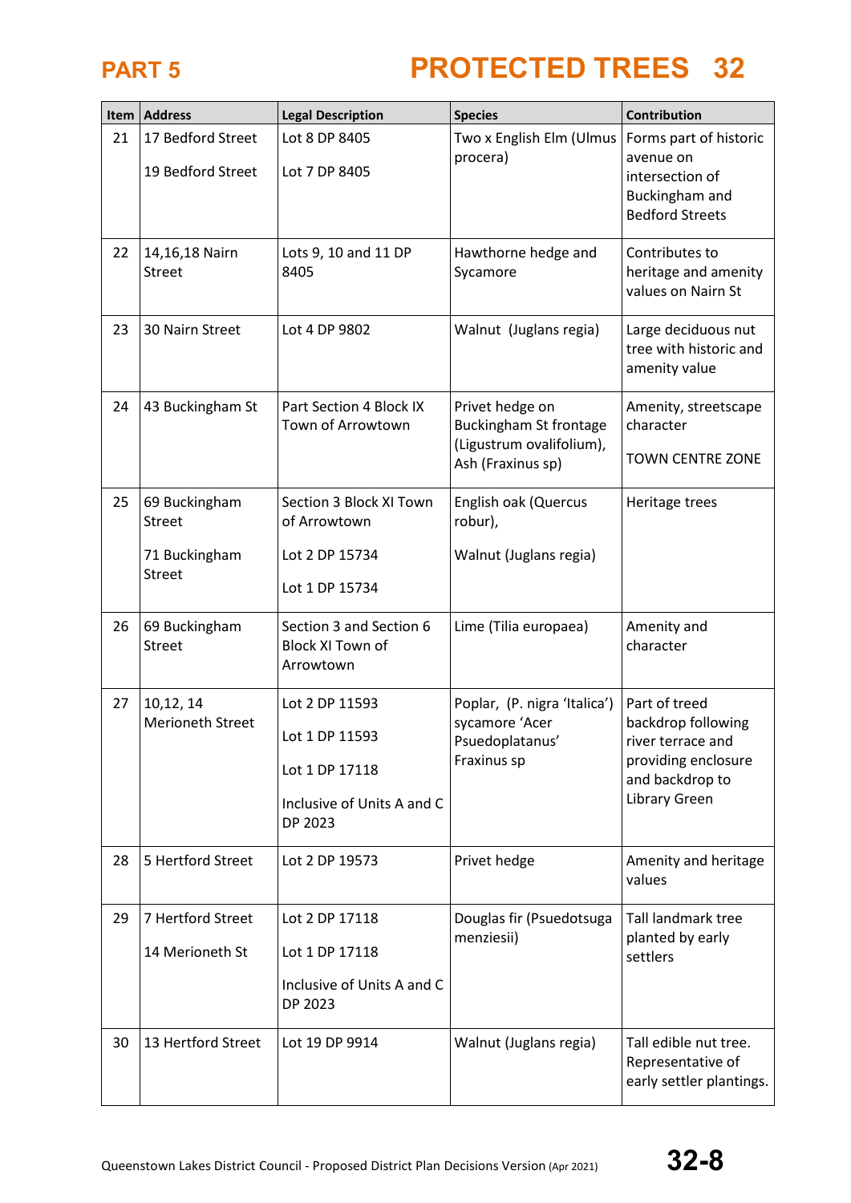# PART 5

# PROTECTED TREES 32

| Item | Address | Legal Description | Species | Contribution |
|---|---|---|---|---|
| 21 | 17 Bedford Street<br><br>19 Bedford Street | Lot 8 DP 8405<br><br>Lot 7 DP 8405 | Two x English Elm (Ulmus procera) | Forms part of historic avenue on intersection of Buckingham and Bedford Streets |
| 22 | 14,16,18 Nairn Street | Lots 9, 10 and 11 DP 8405 | Hawthorne hedge and Sycamore | Contributes to heritage and amenity values on Nairn St |
| 23 | 30 Nairn Street | Lot 4 DP 9802 | Walnut (Juglans regia) | Large deciduous nut tree with historic and amenity value |
| 24 | 43 Buckingham St | Part Section 4 Block IX Town of Arrowtown | Privet hedge on Buckingham St frontage (Ligustrum ovalifolium), Ash (Fraxinus sp) | Amenity, streetscape character<br><br>TOWN CENTRE ZONE |
| 25 | 69 Buckingham Street<br><br>71 Buckingham Street | Section 3 Block XI Town of Arrowtown<br><br>Lot 2 DP 15734<br><br>Lot 1 DP 15734 | English oak (Quercus robur),<br><br>Walnut (Juglans regia) | Heritage trees |
| 26 | 69 Buckingham Street | Section 3 and Section 6 Block XI Town of Arrowtown | Lime (Tilia europaea) | Amenity and character |
| 27 | 10,12, 14 Merioneth Street | Lot 2 DP 11593<br><br>Lot 1 DP 11593<br><br>Lot 1 DP 17118<br><br>Inclusive of Units A and C DP 2023 | Poplar, (P. nigra 'Italica') sycamore 'Acer Psuedoplatanus' Fraxinus sp | Part of treed backdrop following river terrace and providing enclosure and backdrop to Library Green |
| 28 | 5 Hertford Street | Lot 2 DP 19573 | Privet hedge | Amenity and heritage values |
| 29 | 7 Hertford Street<br><br>14 Merioneth St | Lot 2 DP 17118<br><br>Lot 1 DP 17118<br><br>Inclusive of Units A and C DP 2023 | Douglas fir (Psuedotsuga menziesii) | Tall landmark tree planted by early settlers |
| 30 | 13 Hertford Street | Lot 19 DP 9914 | Walnut (Juglans regia) | Tall edible nut tree. Representative of early settler plantings. |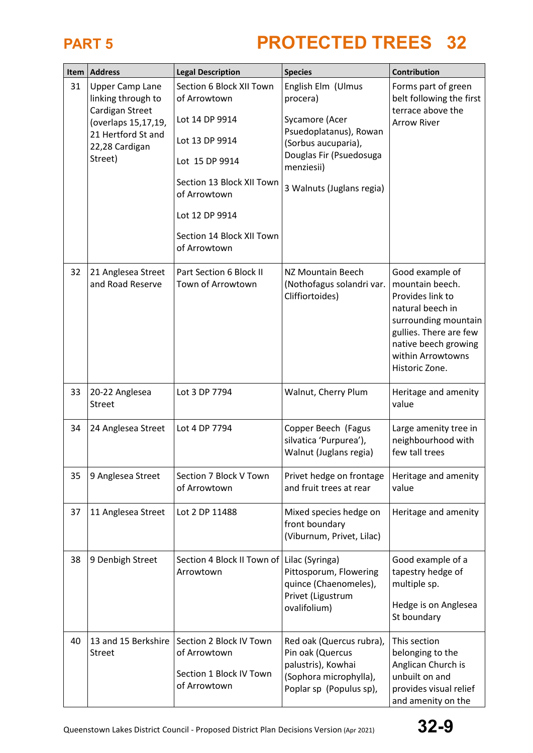| Item | Address | Legal Description | Species | Contribution |
|---|---|---|---|---|
| 31 | Upper Camp Lane linking through to Cardigan Street (overlaps 15,17,19, 21 Hertford St and 22,28 Cardigan Street) | Section 6 Block XII Town of Arrowtown<br><br>Lot 14 DP 9914<br><br>Lot 13 DP 9914<br><br>Lot 15 DP 9914<br><br>Section 13 Block XII Town of Arrowtown<br><br>Lot 12 DP 9914<br><br>Section 14 Block XII Town of Arrowtown | English Elm (Ulmus procera)<br><br>Sycamore (Acer Psuedoplatanus), Rowan (Sorbus aucuparia), Douglas Fir (Psuedosuga menziesii)<br><br>3 Walnuts (Juglans regia) | Forms part of green belt following the first terrace above the Arrow River |
| 32 | 21 Anglesea Street and Road Reserve | Part Section 6 Block II Town of Arrowtown | NZ Mountain Beech (Nothofagus solandri var. Cliffiortoides) | Good example of mountain beech. Provides link to natural beech in surrounding mountain gullies. There are few native beech growing within Arrowtowns Historic Zone. |
| 33 | 20-22 Anglesea Street | Lot 3 DP 7794 | Walnut, Cherry Plum | Heritage and amenity value |
| 34 | 24 Anglesea Street | Lot 4 DP 7794 | Copper Beech (Fagus silvatica 'Purpurea'), Walnut (Juglans regia) | Large amenity tree in neighbourhood with few tall trees |
| 35 | 9 Anglesea Street | Section 7 Block V Town of Arrowtown | Privet hedge on frontage and fruit trees at rear | Heritage and amenity value |
| 37 | 11 Anglesea Street | Lot 2 DP 11488 | Mixed species hedge on front boundary (Viburnum, Privet, Lilac) | Heritage and amenity |
| 38 | 9 Denbigh Street | Section 4 Block II Town of Arrowtown | Lilac (Syringa) Pittosporum, Flowering quince (Chaenomeles), Privet (Ligustrum ovalifolium) | Good example of a tapestry hedge of multiple sp.<br><br>Hedge is on Anglesea St boundary |
| 40 | 13 and 15 Berkshire Street | Section 2 Block IV Town of Arrowtown<br><br>Section 1 Block IV Town of Arrowtown | Red oak (Quercus rubra), Pin oak (Quercus palustris), Kowhai (Sophora microphylla), Poplar sp (Populus sp), | This section belonging to the Anglican Church is unbuilt on and provides visual relief and amenity on the |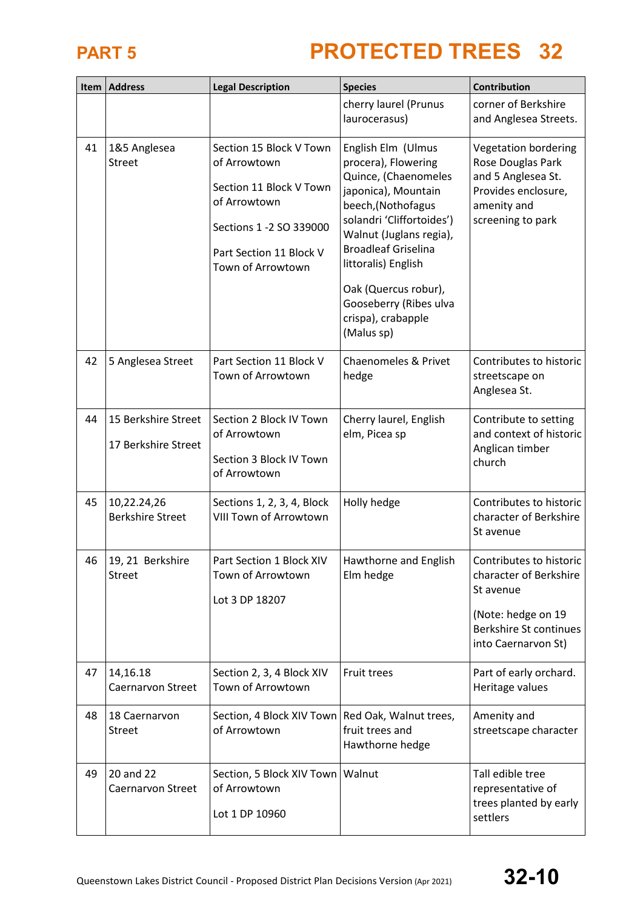# PART 5

# PROTECTED TREES 32

| Item | Address | Legal Description | Species | Contribution |
|---|---|---|---|---|
| | | | cherry laurel (Prunus laurocerasus) | corner of Berkshire and Anglesea Streets. |
| 41 | 1&5 Anglesea Street | Section 15 Block V Town of Arrowtown<br><br>Section 11 Block V Town of Arrowtown<br><br>Sections 1 -2 SO 339000<br><br>Part Section 11 Block V Town of Arrowtown | English Elm (Ulmus procera), Flowering Quince, (Chaenomeles japonica), Mountain beech,(Nothofagus solandri 'Cliffortoides') Walnut (Juglans regia), Broadleaf Griselina littoralis) English<br><br>Oak (Quercus robur), Gooseberry (Ribes ulva crispa), crabapple (Malus sp) | Vegetation bordering Rose Douglas Park and 5 Anglesea St. Provides enclosure, amenity and screening to park |
| 42 | 5 Anglesea Street | Part Section 11 Block V Town of Arrowtown | Chaenomeles & Privet hedge | Contributes to historic streetscape on Anglesea St. |
| 44 | 15 Berkshire Street<br><br>17 Berkshire Street | Section 2 Block IV Town of Arrowtown<br><br>Section 3 Block IV Town of Arrowtown | Cherry laurel, English elm, Picea sp | Contribute to setting and context of historic Anglican timber church |
| 45 | 10,22.24,26 Berkshire Street | Sections 1, 2, 3, 4, Block VIII Town of Arrowtown | Holly hedge | Contributes to historic character of Berkshire St avenue |
| 46 | 19, 21 Berkshire Street | Part Section 1 Block XIV Town of Arrowtown<br><br>Lot 3 DP 18207 | Hawthorne and English Elm hedge | Contributes to historic character of Berkshire St avenue<br><br>(Note: hedge on 19 Berkshire St continues into Caernarvon St) |
| 47 | 14,16.18 Caernarvon Street | Section 2, 3, 4 Block XIV Town of Arrowtown | Fruit trees | Part of early orchard. Heritage values |
| 48 | 18 Caernarvon Street | Section, 4 Block XIV Town of Arrowtown | Red Oak, Walnut trees, fruit trees and Hawthorne hedge | Amenity and streetscape character |
| 49 | 20 and 22 Caernarvon Street | Section, 5 Block XIV Town of Arrowtown<br><br>Lot 1 DP 10960 | Walnut | Tall edible tree representative of trees planted by early settlers |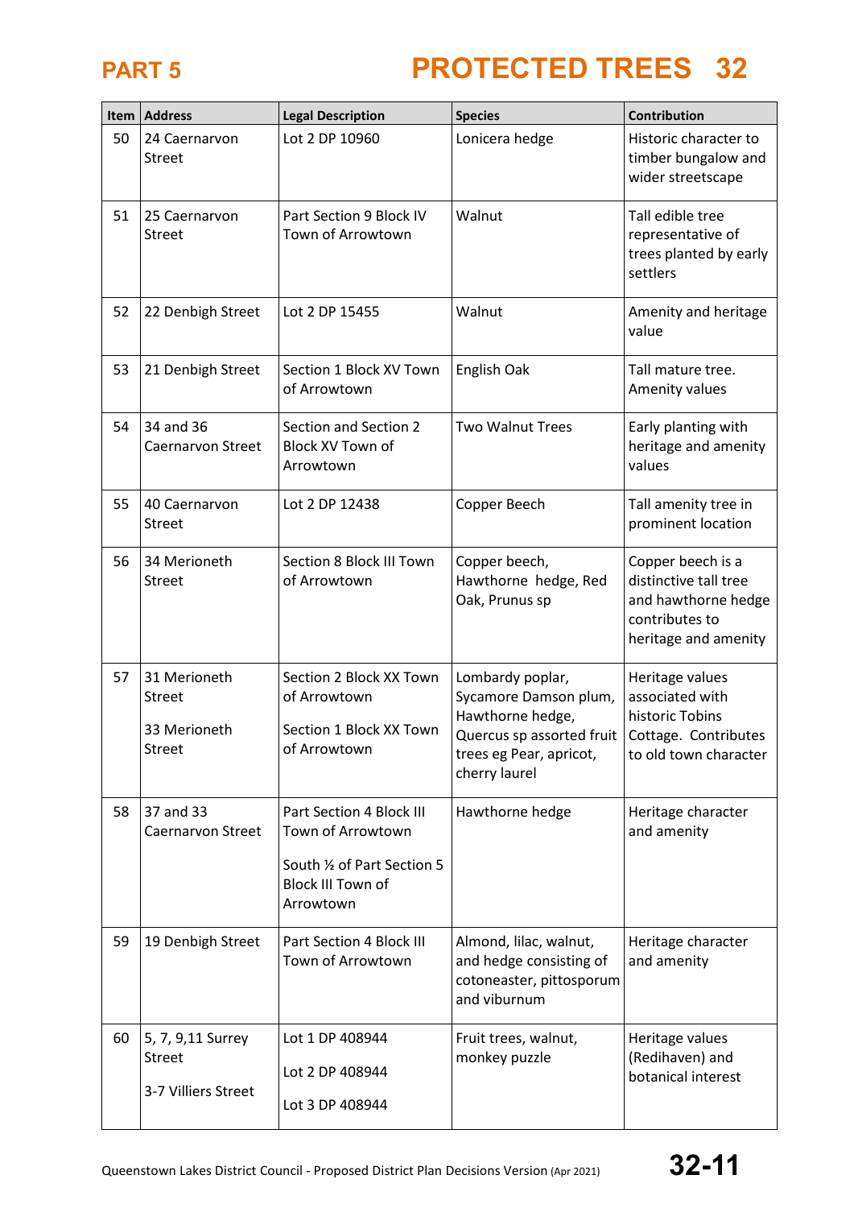| Item | Address | Legal Description | Species | Contribution |
|---|---|---|---|---|
| 50 | 24 Caernarvon Street | Lot 2 DP 10960 | Lonicera hedge | Historic character to timber bungalow and wider streetscape |
| 51 | 25 Caernarvon Street | Part Section 9 Block IV Town of Arrowtown | Walnut | Tall edible tree representative of trees planted by early settlers |
| 52 | 22 Denbigh Street | Lot 2 DP 15455 | Walnut | Amenity and heritage value |
| 53 | 21 Denbigh Street | Section 1 Block XV Town of Arrowtown | English Oak | Tall mature tree. Amenity values |
| 54 | 34 and 36 Caernarvon Street | Section and Section 2 Block XV Town of Arrowtown | Two Walnut Trees | Early planting with heritage and amenity values |
| 55 | 40 Caernarvon Street | Lot 2 DP 12438 | Copper Beech | Tall amenity tree in prominent location |
| 56 | 34 Merioneth Street | Section 8 Block III Town of Arrowtown | Copper beech, Hawthorne hedge, Red Oak, Prunus sp | Copper beech is a distinctive tall tree and hawthorne hedge contributes to heritage and amenity |
| 57 | 31 Merioneth Street<br><br>33 Merioneth Street | Section 2 Block XX Town of Arrowtown<br><br>Section 1 Block XX Town of Arrowtown | Lombardy poplar, Sycamore Damson plum, Hawthorne hedge, Quercus sp assorted fruit trees eg Pear, apricot, cherry laurel | Heritage values associated with historic Tobins Cottage. Contributes to old town character |
| 58 | 37 and 33 Caernarvon Street | Part Section 4 Block III Town of Arrowtown<br><br>South ½ of Part Section 5 Block III Town of Arrowtown | Hawthorne hedge | Heritage character and amenity |
| 59 | 19 Denbigh Street | Part Section 4 Block III Town of Arrowtown | Almond, lilac, walnut, and hedge consisting of cotoneaster, pittosporum and viburnum | Heritage character and amenity |
| 60 | 5, 7, 9,11 Surrey Street<br><br>3-7 Villiers Street | Lot 1 DP 408944<br><br>Lot 2 DP 408944<br><br>Lot 3 DP 408944 | Fruit trees, walnut, monkey puzzle | Heritage values (Redihaven) and botanical interest |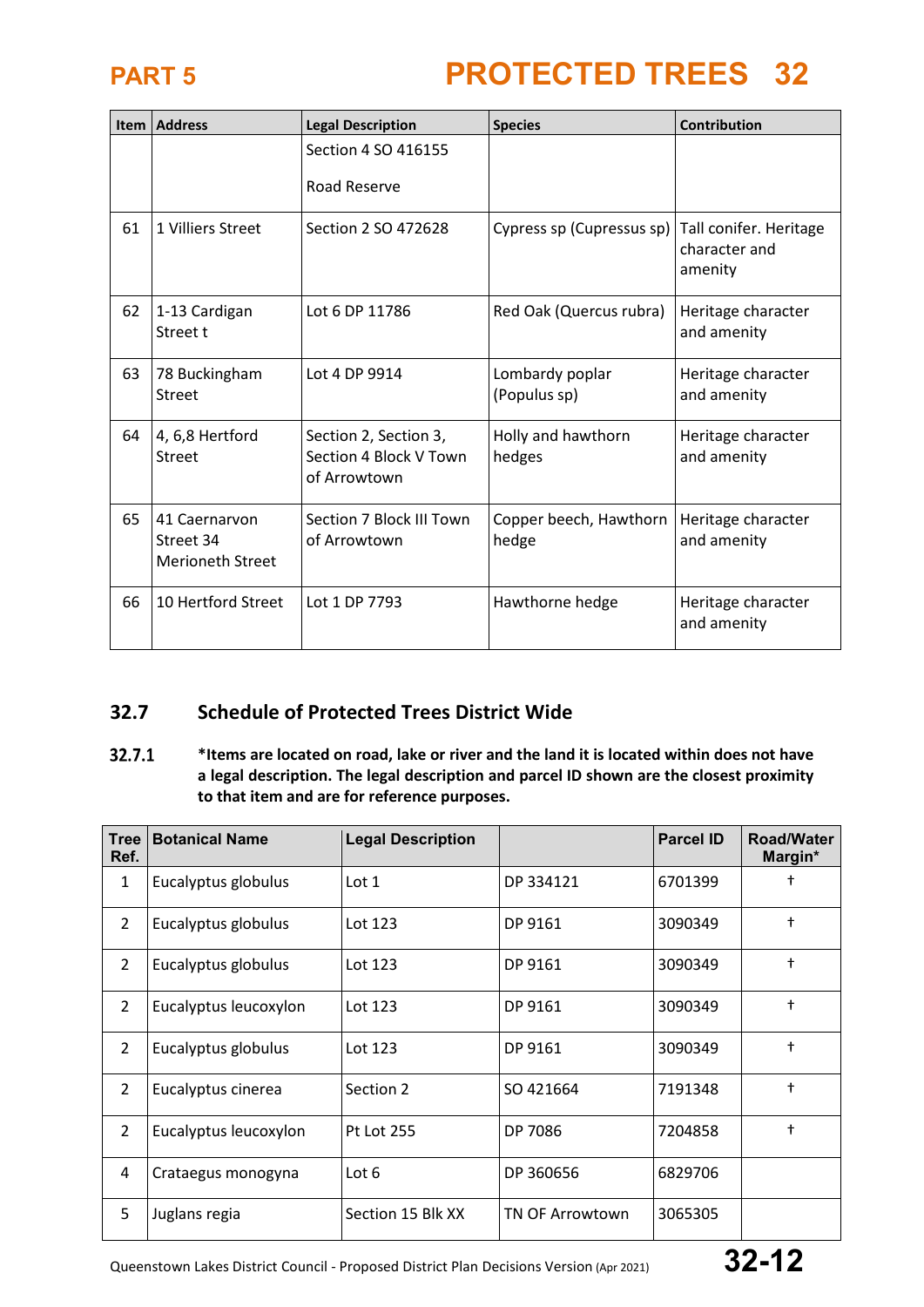# PART 5 PROTECTED TREES 32

| Item | Address | Legal Description | Species | Contribution |
|---|---|---|---|---|
| | | Section 4 SO 416155<br><br>Road Reserve | | |
| 61 | 1 Villiers Street | Section 2 SO 472628 | Cypress sp (Cupressus sp) | Tall conifer. Heritage character and amenity |
| 62 | 1-13 Cardigan Street t | Lot 6 DP 11786 | Red Oak (Quercus rubra) | Heritage character and amenity |
| 63 | 78 Buckingham Street | Lot 4 DP 9914 | Lombardy poplar (Populus sp) | Heritage character and amenity |
| 64 | 4, 6,8 Hertford Street | Section 2, Section 3, Section 4 Block V Town of Arrowtown | Holly and hawthorn hedges | Heritage character and amenity |
| 65 | 41 Caernarvon Street 34 Merioneth Street | Section 7 Block III Town of Arrowtown | Copper beech, Hawthorn hedge | Heritage character and amenity |
| 66 | 10 Hertford Street | Lot 1 DP 7793 | Hawthorne hedge | Heritage character and amenity |

## 32.7 Schedule of Protected Trees District Wide

**32.7.1** **\*Items are located on road, lake or river and the land it is located within does not have a legal description. The legal description and parcel ID shown are the closest proximity to that item and are for reference purposes.**

| Tree Ref. | Botanical Name | Legal Description | | Parcel ID | Road/Water Margin* |
|---|---|---|---|---|---|
| 1 | Eucalyptus globulus | Lot 1 | DP 334121 | 6701399 | † |
| 2 | Eucalyptus globulus | Lot 123 | DP 9161 | 3090349 | † |
| 2 | Eucalyptus globulus | Lot 123 | DP 9161 | 3090349 | † |
| 2 | Eucalyptus leucoxylon | Lot 123 | DP 9161 | 3090349 | † |
| 2 | Eucalyptus globulus | Lot 123 | DP 9161 | 3090349 | † |
| 2 | Eucalyptus cinerea | Section 2 | SO 421664 | 7191348 | † |
| 2 | Eucalyptus leucoxylon | Pt Lot 255 | DP 7086 | 7204858 | † |
| 4 | Crataegus monogyna | Lot 6 | DP 360656 | 6829706 | |
| 5 | Juglans regia | Section 15 Blk XX | TN OF Arrowtown | 3065305 | |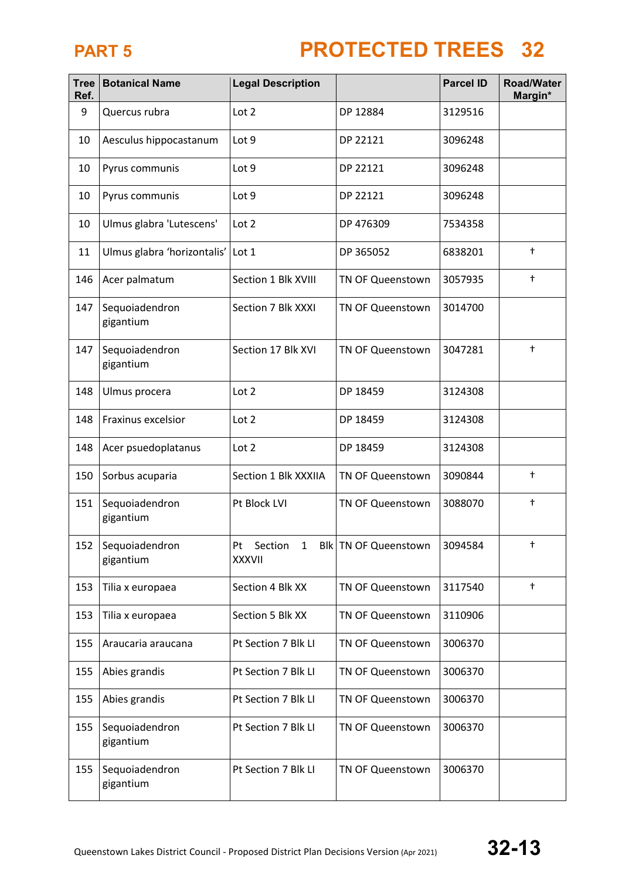# PART 5 PROTECTED TREES 32

| Tree Ref. | Botanical Name | Legal Description | | Parcel ID | Road/Water Margin* |
|---|---|---|---|---|---|
| 9 | Quercus rubra | Lot 2 | DP 12884 | 3129516 | |
| 10 | Aesculus hippocastanum | Lot 9 | DP 22121 | 3096248 | |
| 10 | Pyrus communis | Lot 9 | DP 22121 | 3096248 | |
| 10 | Pyrus communis | Lot 9 | DP 22121 | 3096248 | |
| 10 | Ulmus glabra 'Lutescens' | Lot 2 | DP 476309 | 7534358 | |
| 11 | Ulmus glabra ‘horizontalis’ | Lot 1 | DP 365052 | 6838201 | † |
| 146 | Acer palmatum | Section 1 Blk XVIII | TN OF Queenstown | 3057935 | † |
| 147 | Sequoiadendron gigantium | Section 7 Blk XXXI | TN OF Queenstown | 3014700 | |
| 147 | Sequoiadendron gigantium | Section 17 Blk XVI | TN OF Queenstown | 3047281 | † |
| 148 | Ulmus procera | Lot 2 | DP 18459 | 3124308 | |
| 148 | Fraxinus excelsior | Lot 2 | DP 18459 | 3124308 | |
| 148 | Acer psuedoplatanus | Lot 2 | DP 18459 | 3124308 | |
| 150 | Sorbus acuparia | Section 1 Blk XXXIIA | TN OF Queenstown | 3090844 | † |
| 151 | Sequoiadendron gigantium | Pt Block LVI | TN OF Queenstown | 3088070 | † |
| 152 | Sequoiadendron gigantium | Pt Section 1 Blk XXXVII | TN OF Queenstown | 3094584 | † |
| 153 | Tilia x europaea | Section 4 Blk XX | TN OF Queenstown | 3117540 | † |
| 153 | Tilia x europaea | Section 5 Blk XX | TN OF Queenstown | 3110906 | |
| 155 | Araucaria araucana | Pt Section 7 Blk LI | TN OF Queenstown | 3006370 | |
| 155 | Abies grandis | Pt Section 7 Blk LI | TN OF Queenstown | 3006370 | |
| 155 | Abies grandis | Pt Section 7 Blk LI | TN OF Queenstown | 3006370 | |
| 155 | Sequoiadendron gigantium | Pt Section 7 Blk LI | TN OF Queenstown | 3006370 | |
| 155 | Sequoiadendron gigantium | Pt Section 7 Blk LI | TN OF Queenstown | 3006370 | |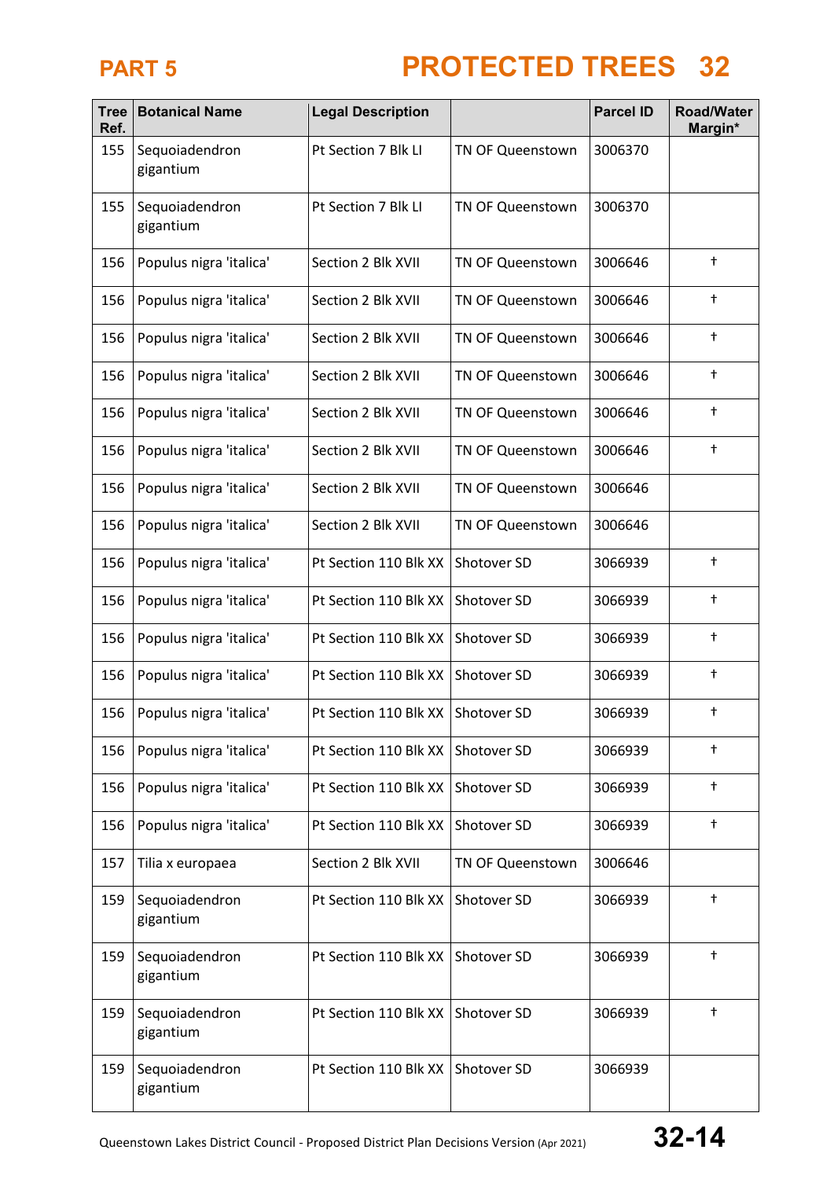| Tree Ref. | Botanical Name | Legal Description | | Parcel ID | Road/Water Margin* |
|---|---|---|---|---|---|
| 155 | Sequoiadendron gigantium | Pt Section 7 Blk LI | TN OF Queenstown | 3006370 | |
| 155 | Sequoiadendron gigantium | Pt Section 7 Blk LI | TN OF Queenstown | 3006370 | |
| 156 | Populus nigra 'italica' | Section 2 Blk XVII | TN OF Queenstown | 3006646 | † |
| 156 | Populus nigra 'italica' | Section 2 Blk XVII | TN OF Queenstown | 3006646 | † |
| 156 | Populus nigra 'italica' | Section 2 Blk XVII | TN OF Queenstown | 3006646 | † |
| 156 | Populus nigra 'italica' | Section 2 Blk XVII | TN OF Queenstown | 3006646 | † |
| 156 | Populus nigra 'italica' | Section 2 Blk XVII | TN OF Queenstown | 3006646 | † |
| 156 | Populus nigra 'italica' | Section 2 Blk XVII | TN OF Queenstown | 3006646 | † |
| 156 | Populus nigra 'italica' | Section 2 Blk XVII | TN OF Queenstown | 3006646 | |
| 156 | Populus nigra 'italica' | Section 2 Blk XVII | TN OF Queenstown | 3006646 | |
| 156 | Populus nigra 'italica' | Pt Section 110 Blk XX | Shotover SD | 3066939 | † |
| 156 | Populus nigra 'italica' | Pt Section 110 Blk XX | Shotover SD | 3066939 | † |
| 156 | Populus nigra 'italica' | Pt Section 110 Blk XX | Shotover SD | 3066939 | † |
| 156 | Populus nigra 'italica' | Pt Section 110 Blk XX | Shotover SD | 3066939 | † |
| 156 | Populus nigra 'italica' | Pt Section 110 Blk XX | Shotover SD | 3066939 | † |
| 156 | Populus nigra 'italica' | Pt Section 110 Blk XX | Shotover SD | 3066939 | † |
| 156 | Populus nigra 'italica' | Pt Section 110 Blk XX | Shotover SD | 3066939 | † |
| 156 | Populus nigra 'italica' | Pt Section 110 Blk XX | Shotover SD | 3066939 | † |
| 157 | Tilia x europaea | Section 2 Blk XVII | TN OF Queenstown | 3006646 | |
| 159 | Sequoiadendron gigantium | Pt Section 110 Blk XX | Shotover SD | 3066939 | † |
| 159 | Sequoiadendron gigantium | Pt Section 110 Blk XX | Shotover SD | 3066939 | † |
| 159 | Sequoiadendron gigantium | Pt Section 110 Blk XX | Shotover SD | 3066939 | † |
| 159 | Sequoiadendron gigantium | Pt Section 110 Blk XX | Shotover SD | 3066939 | |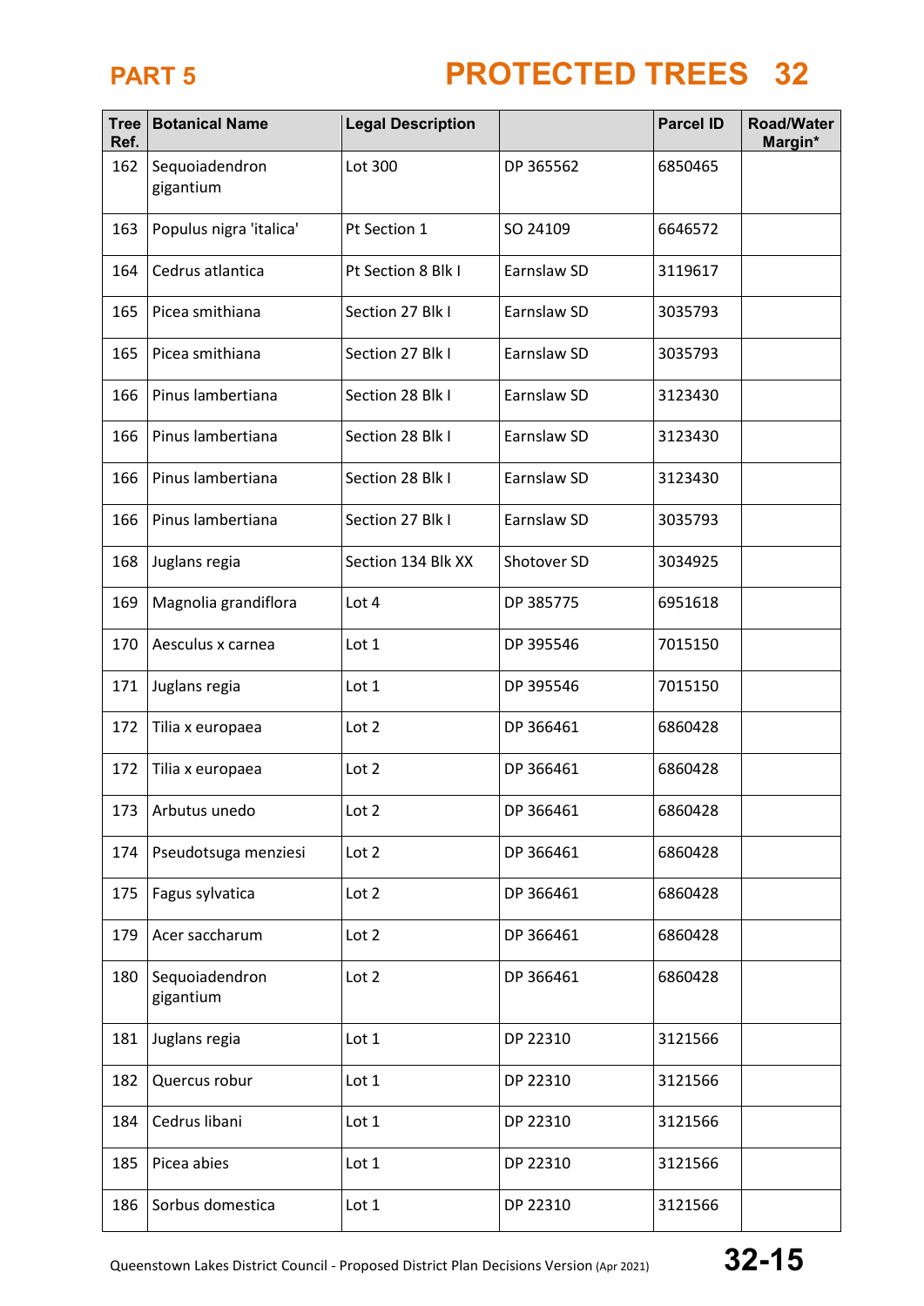| Tree Ref. | Botanical Name | Legal Description | | Parcel ID | Road/Water Margin* |
|---|---|---|---|---|---|
| 162 | Sequoiadendron gigantium | Lot 300 | DP 365562 | 6850465 | |
| 163 | Populus nigra 'italica' | Pt Section 1 | SO 24109 | 6646572 | |
| 164 | Cedrus atlantica | Pt Section 8 Blk I | Earnslaw SD | 3119617 | |
| 165 | Picea smithiana | Section 27 Blk I | Earnslaw SD | 3035793 | |
| 165 | Picea smithiana | Section 27 Blk I | Earnslaw SD | 3035793 | |
| 166 | Pinus lambertiana | Section 28 Blk I | Earnslaw SD | 3123430 | |
| 166 | Pinus lambertiana | Section 28 Blk I | Earnslaw SD | 3123430 | |
| 166 | Pinus lambertiana | Section 28 Blk I | Earnslaw SD | 3123430 | |
| 166 | Pinus lambertiana | Section 27 Blk I | Earnslaw SD | 3035793 | |
| 168 | Juglans regia | Section 134 Blk XX | Shotover SD | 3034925 | |
| 169 | Magnolia grandiflora | Lot 4 | DP 385775 | 6951618 | |
| 170 | Aesculus x carnea | Lot 1 | DP 395546 | 7015150 | |
| 171 | Juglans regia | Lot 1 | DP 395546 | 7015150 | |
| 172 | Tilia x europaea | Lot 2 | DP 366461 | 6860428 | |
| 172 | Tilia x europaea | Lot 2 | DP 366461 | 6860428 | |
| 173 | Arbutus unedo | Lot 2 | DP 366461 | 6860428 | |
| 174 | Pseudotsuga menziesi | Lot 2 | DP 366461 | 6860428 | |
| 175 | Fagus sylvatica | Lot 2 | DP 366461 | 6860428 | |
| 179 | Acer saccharum | Lot 2 | DP 366461 | 6860428 | |
| 180 | Sequoiadendron gigantium | Lot 2 | DP 366461 | 6860428 | |
| 181 | Juglans regia | Lot 1 | DP 22310 | 3121566 | |
| 182 | Quercus robur | Lot 1 | DP 22310 | 3121566 | |
| 184 | Cedrus libani | Lot 1 | DP 22310 | 3121566 | |
| 185 | Picea abies | Lot 1 | DP 22310 | 3121566 | |
| 186 | Sorbus domestica | Lot 1 | DP 22310 | 3121566 | |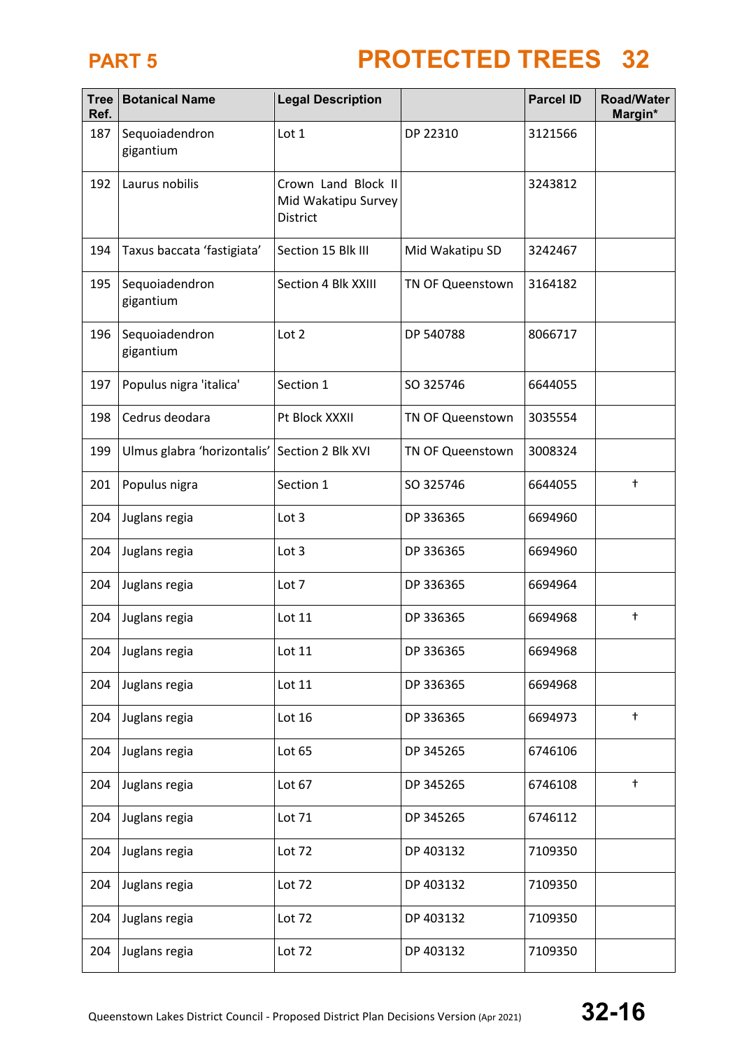# PART 5 PROTECTED TREES 32

| Tree Ref. | Botanical Name | Legal Description | | Parcel ID | Road/Water Margin* |
|---|---|---|---|---|---|
| 187 | Sequoiadendron gigantium | Lot 1 | DP 22310 | 3121566 | |
| 192 | Laurus nobilis | Crown Land Block II Mid Wakatipu Survey District | | 3243812 | |
| 194 | Taxus baccata 'fastigiata' | Section 15 Blk III | Mid Wakatipu SD | 3242467 | |
| 195 | Sequoiadendron gigantium | Section 4 Blk XXIII | TN OF Queenstown | 3164182 | |
| 196 | Sequoiadendron gigantium | Lot 2 | DP 540788 | 8066717 | |
| 197 | Populus nigra 'italica' | Section 1 | SO 325746 | 6644055 | |
| 198 | Cedrus deodara | Pt Block XXXII | TN OF Queenstown | 3035554 | |
| 199 | Ulmus glabra 'horizontalis' | Section 2 Blk XVI | TN OF Queenstown | 3008324 | |
| 201 | Populus nigra | Section 1 | SO 325746 | 6644055 | † |
| 204 | Juglans regia | Lot 3 | DP 336365 | 6694960 | |
| 204 | Juglans regia | Lot 3 | DP 336365 | 6694960 | |
| 204 | Juglans regia | Lot 7 | DP 336365 | 6694964 | |
| 204 | Juglans regia | Lot 11 | DP 336365 | 6694968 | † |
| 204 | Juglans regia | Lot 11 | DP 336365 | 6694968 | |
| 204 | Juglans regia | Lot 11 | DP 336365 | 6694968 | |
| 204 | Juglans regia | Lot 16 | DP 336365 | 6694973 | † |
| 204 | Juglans regia | Lot 65 | DP 345265 | 6746106 | |
| 204 | Juglans regia | Lot 67 | DP 345265 | 6746108 | † |
| 204 | Juglans regia | Lot 71 | DP 345265 | 6746112 | |
| 204 | Juglans regia | Lot 72 | DP 403132 | 7109350 | |
| 204 | Juglans regia | Lot 72 | DP 403132 | 7109350 | |
| 204 | Juglans regia | Lot 72 | DP 403132 | 7109350 | |
| 204 | Juglans regia | Lot 72 | DP 403132 | 7109350 | |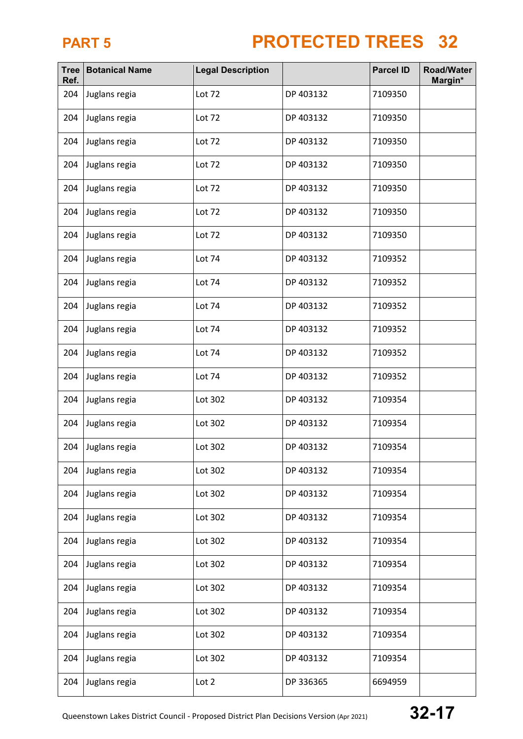# PART 5

# PROTECTED TREES 32

| Tree Ref. | Botanical Name | Legal Description | | Parcel ID | Road/Water Margin* |
|---|---|---|---|---|---|
| 204 | Juglans regia | Lot 72 | DP 403132 | 7109350 | |
| 204 | Juglans regia | Lot 72 | DP 403132 | 7109350 | |
| 204 | Juglans regia | Lot 72 | DP 403132 | 7109350 | |
| 204 | Juglans regia | Lot 72 | DP 403132 | 7109350 | |
| 204 | Juglans regia | Lot 72 | DP 403132 | 7109350 | |
| 204 | Juglans regia | Lot 72 | DP 403132 | 7109350 | |
| 204 | Juglans regia | Lot 72 | DP 403132 | 7109350 | |
| 204 | Juglans regia | Lot 74 | DP 403132 | 7109352 | |
| 204 | Juglans regia | Lot 74 | DP 403132 | 7109352 | |
| 204 | Juglans regia | Lot 74 | DP 403132 | 7109352 | |
| 204 | Juglans regia | Lot 74 | DP 403132 | 7109352 | |
| 204 | Juglans regia | Lot 74 | DP 403132 | 7109352 | |
| 204 | Juglans regia | Lot 74 | DP 403132 | 7109352 | |
| 204 | Juglans regia | Lot 302 | DP 403132 | 7109354 | |
| 204 | Juglans regia | Lot 302 | DP 403132 | 7109354 | |
| 204 | Juglans regia | Lot 302 | DP 403132 | 7109354 | |
| 204 | Juglans regia | Lot 302 | DP 403132 | 7109354 | |
| 204 | Juglans regia | Lot 302 | DP 403132 | 7109354 | |
| 204 | Juglans regia | Lot 302 | DP 403132 | 7109354 | |
| 204 | Juglans regia | Lot 302 | DP 403132 | 7109354 | |
| 204 | Juglans regia | Lot 302 | DP 403132 | 7109354 | |
| 204 | Juglans regia | Lot 302 | DP 403132 | 7109354 | |
| 204 | Juglans regia | Lot 302 | DP 403132 | 7109354 | |
| 204 | Juglans regia | Lot 302 | DP 403132 | 7109354 | |
| 204 | Juglans regia | Lot 302 | DP 403132 | 7109354 | |
| 204 | Juglans regia | Lot 2 | DP 336365 | 6694959 | |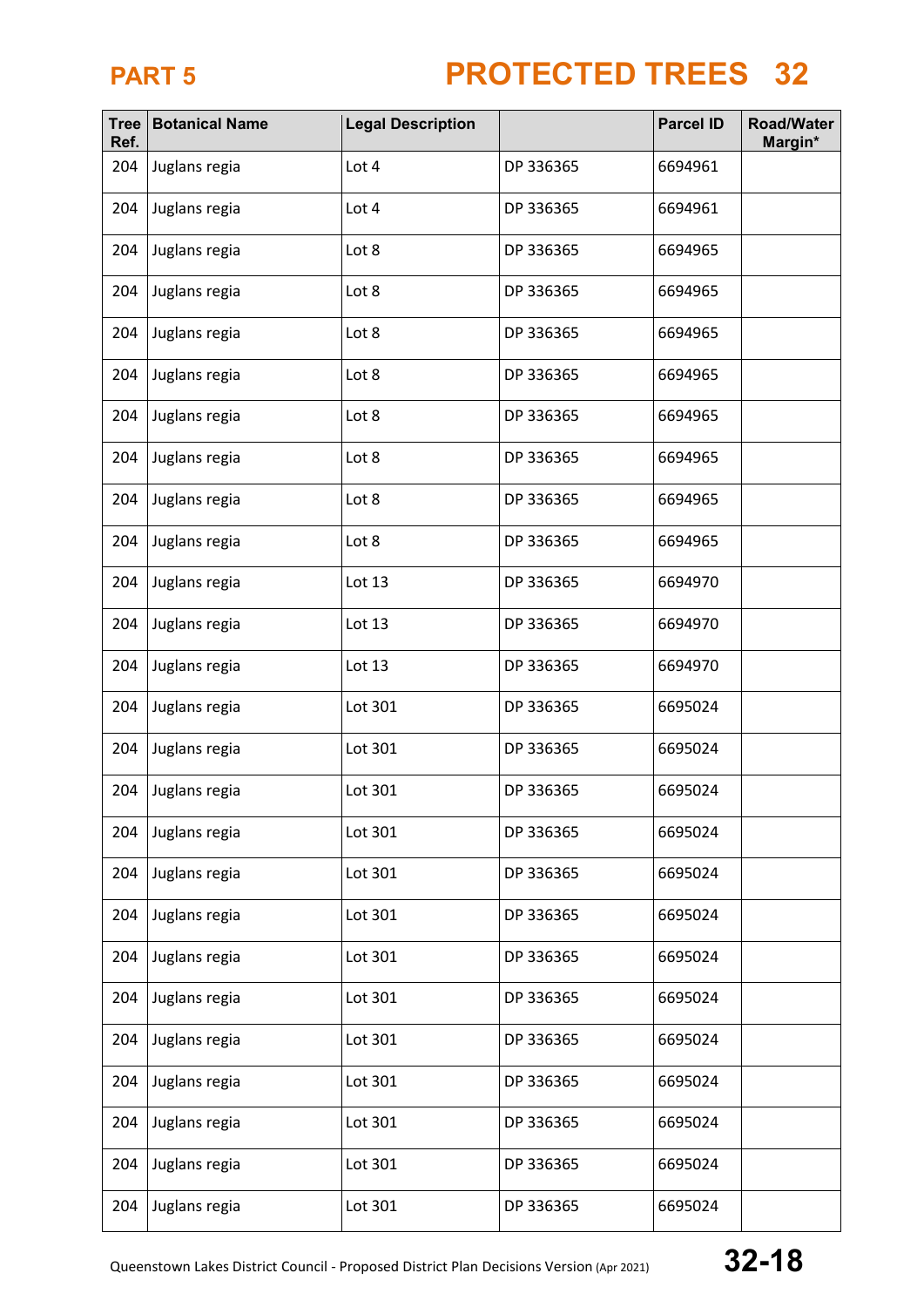| Tree Ref. | Botanical Name | Legal Description | | Parcel ID | Road/Water Margin* |
|---|---|---|---|---|---|
| 204 | Juglans regia | Lot 4 | DP 336365 | 6694961 | |
| 204 | Juglans regia | Lot 4 | DP 336365 | 6694961 | |
| 204 | Juglans regia | Lot 8 | DP 336365 | 6694965 | |
| 204 | Juglans regia | Lot 8 | DP 336365 | 6694965 | |
| 204 | Juglans regia | Lot 8 | DP 336365 | 6694965 | |
| 204 | Juglans regia | Lot 8 | DP 336365 | 6694965 | |
| 204 | Juglans regia | Lot 8 | DP 336365 | 6694965 | |
| 204 | Juglans regia | Lot 8 | DP 336365 | 6694965 | |
| 204 | Juglans regia | Lot 8 | DP 336365 | 6694965 | |
| 204 | Juglans regia | Lot 8 | DP 336365 | 6694965 | |
| 204 | Juglans regia | Lot 13 | DP 336365 | 6694970 | |
| 204 | Juglans regia | Lot 13 | DP 336365 | 6694970 | |
| 204 | Juglans regia | Lot 13 | DP 336365 | 6694970 | |
| 204 | Juglans regia | Lot 301 | DP 336365 | 6695024 | |
| 204 | Juglans regia | Lot 301 | DP 336365 | 6695024 | |
| 204 | Juglans regia | Lot 301 | DP 336365 | 6695024 | |
| 204 | Juglans regia | Lot 301 | DP 336365 | 6695024 | |
| 204 | Juglans regia | Lot 301 | DP 336365 | 6695024 | |
| 204 | Juglans regia | Lot 301 | DP 336365 | 6695024 | |
| 204 | Juglans regia | Lot 301 | DP 336365 | 6695024 | |
| 204 | Juglans regia | Lot 301 | DP 336365 | 6695024 | |
| 204 | Juglans regia | Lot 301 | DP 336365 | 6695024 | |
| 204 | Juglans regia | Lot 301 | DP 336365 | 6695024 | |
| 204 | Juglans regia | Lot 301 | DP 336365 | 6695024 | |
| 204 | Juglans regia | Lot 301 | DP 336365 | 6695024 | |
| 204 | Juglans regia | Lot 301 | DP 336365 | 6695024 | |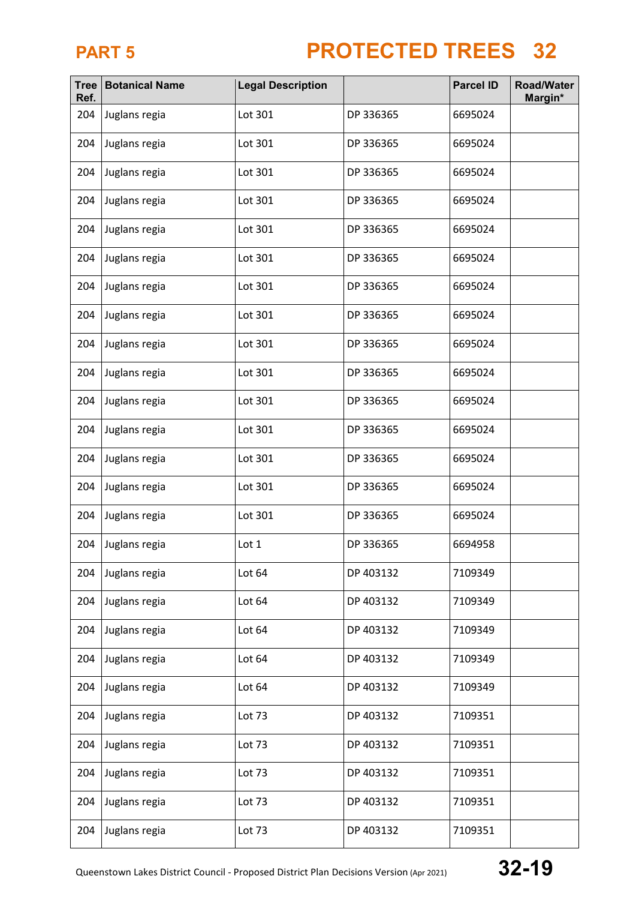# PART 5

# PROTECTED TREES 32

| Tree Ref. | Botanical Name | Legal Description | | Parcel ID | Road/Water Margin* |
|---|---|---|---|---|---|
| 204 | Juglans regia | Lot 301 | DP 336365 | 6695024 | |
| 204 | Juglans regia | Lot 301 | DP 336365 | 6695024 | |
| 204 | Juglans regia | Lot 301 | DP 336365 | 6695024 | |
| 204 | Juglans regia | Lot 301 | DP 336365 | 6695024 | |
| 204 | Juglans regia | Lot 301 | DP 336365 | 6695024 | |
| 204 | Juglans regia | Lot 301 | DP 336365 | 6695024 | |
| 204 | Juglans regia | Lot 301 | DP 336365 | 6695024 | |
| 204 | Juglans regia | Lot 301 | DP 336365 | 6695024 | |
| 204 | Juglans regia | Lot 301 | DP 336365 | 6695024 | |
| 204 | Juglans regia | Lot 301 | DP 336365 | 6695024 | |
| 204 | Juglans regia | Lot 301 | DP 336365 | 6695024 | |
| 204 | Juglans regia | Lot 301 | DP 336365 | 6695024 | |
| 204 | Juglans regia | Lot 301 | DP 336365 | 6695024 | |
| 204 | Juglans regia | Lot 301 | DP 336365 | 6695024 | |
| 204 | Juglans regia | Lot 301 | DP 336365 | 6695024 | |
| 204 | Juglans regia | Lot 1 | DP 336365 | 6694958 | |
| 204 | Juglans regia | Lot 64 | DP 403132 | 7109349 | |
| 204 | Juglans regia | Lot 64 | DP 403132 | 7109349 | |
| 204 | Juglans regia | Lot 64 | DP 403132 | 7109349 | |
| 204 | Juglans regia | Lot 64 | DP 403132 | 7109349 | |
| 204 | Juglans regia | Lot 64 | DP 403132 | 7109349 | |
| 204 | Juglans regia | Lot 73 | DP 403132 | 7109351 | |
| 204 | Juglans regia | Lot 73 | DP 403132 | 7109351 | |
| 204 | Juglans regia | Lot 73 | DP 403132 | 7109351 | |
| 204 | Juglans regia | Lot 73 | DP 403132 | 7109351 | |
| 204 | Juglans regia | Lot 73 | DP 403132 | 7109351 | |

Queenstown Lakes District Council - Proposed District Plan Decisions Version (Apr 2021)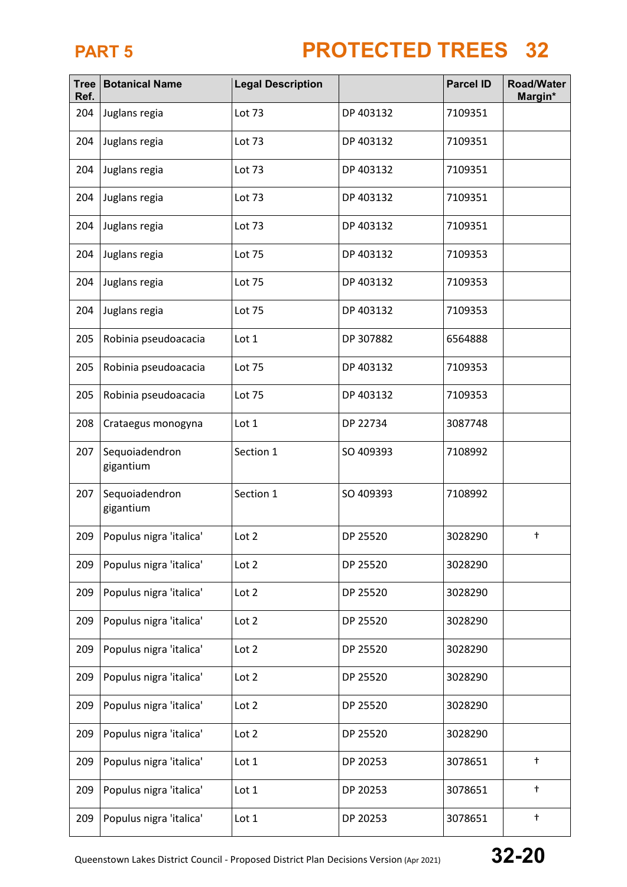# PART 5 PROTECTED TREES 32

| Tree Ref. | Botanical Name | Legal Description | | Parcel ID | Road/Water Margin* |
|---|---|---|---|---|---|
| 204 | Juglans regia | Lot 73 | DP 403132 | 7109351 | |
| 204 | Juglans regia | Lot 73 | DP 403132 | 7109351 | |
| 204 | Juglans regia | Lot 73 | DP 403132 | 7109351 | |
| 204 | Juglans regia | Lot 73 | DP 403132 | 7109351 | |
| 204 | Juglans regia | Lot 73 | DP 403132 | 7109351 | |
| 204 | Juglans regia | Lot 75 | DP 403132 | 7109353 | |
| 204 | Juglans regia | Lot 75 | DP 403132 | 7109353 | |
| 204 | Juglans regia | Lot 75 | DP 403132 | 7109353 | |
| 205 | Robinia pseudoacacia | Lot 1 | DP 307882 | 6564888 | |
| 205 | Robinia pseudoacacia | Lot 75 | DP 403132 | 7109353 | |
| 205 | Robinia pseudoacacia | Lot 75 | DP 403132 | 7109353 | |
| 208 | Crataegus monogyna | Lot 1 | DP 22734 | 3087748 | |
| 207 | Sequoiadendron gigantium | Section 1 | SO 409393 | 7108992 | |
| 207 | Sequoiadendron gigantium | Section 1 | SO 409393 | 7108992 | |
| 209 | Populus nigra 'italica' | Lot 2 | DP 25520 | 3028290 | † |
| 209 | Populus nigra 'italica' | Lot 2 | DP 25520 | 3028290 | |
| 209 | Populus nigra 'italica' | Lot 2 | DP 25520 | 3028290 | |
| 209 | Populus nigra 'italica' | Lot 2 | DP 25520 | 3028290 | |
| 209 | Populus nigra 'italica' | Lot 2 | DP 25520 | 3028290 | |
| 209 | Populus nigra 'italica' | Lot 2 | DP 25520 | 3028290 | |
| 209 | Populus nigra 'italica' | Lot 2 | DP 25520 | 3028290 | |
| 209 | Populus nigra 'italica' | Lot 2 | DP 25520 | 3028290 | |
| 209 | Populus nigra 'italica' | Lot 1 | DP 20253 | 3078651 | † |
| 209 | Populus nigra 'italica' | Lot 1 | DP 20253 | 3078651 | † |
| 209 | Populus nigra 'italica' | Lot 1 | DP 20253 | 3078651 | † |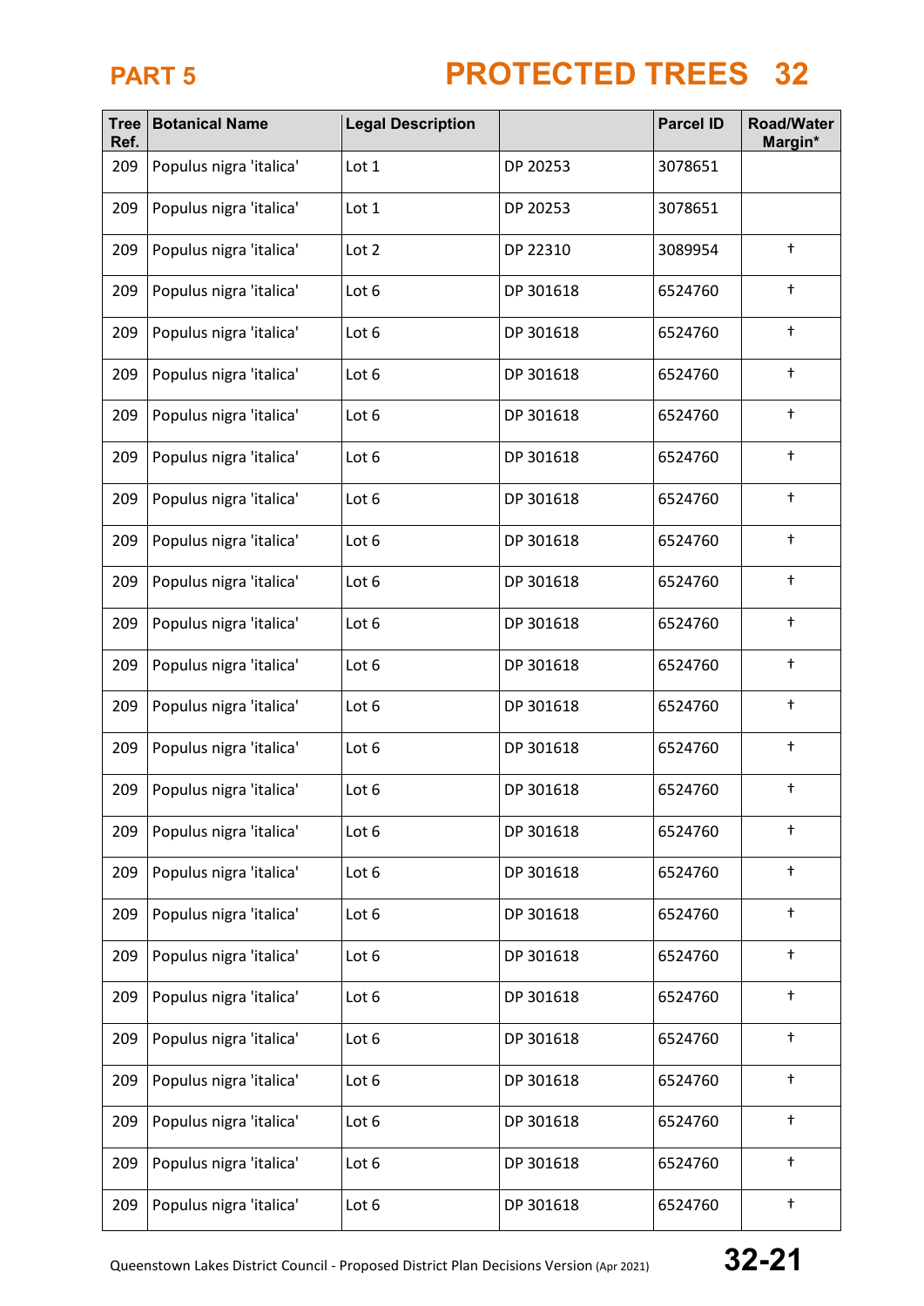# PART 5

# PROTECTED TREES 32

| Tree Ref. | Botanical Name | Legal Description | | Parcel ID | Road/Water Margin* |
|---|---|---|---|---|---|
| 209 | Populus nigra 'italica' | Lot 1 | DP 20253 | 3078651 | |
| 209 | Populus nigra 'italica' | Lot 1 | DP 20253 | 3078651 | |
| 209 | Populus nigra 'italica' | Lot 2 | DP 22310 | 3089954 | † |
| 209 | Populus nigra 'italica' | Lot 6 | DP 301618 | 6524760 | † |
| 209 | Populus nigra 'italica' | Lot 6 | DP 301618 | 6524760 | † |
| 209 | Populus nigra 'italica' | Lot 6 | DP 301618 | 6524760 | † |
| 209 | Populus nigra 'italica' | Lot 6 | DP 301618 | 6524760 | † |
| 209 | Populus nigra 'italica' | Lot 6 | DP 301618 | 6524760 | † |
| 209 | Populus nigra 'italica' | Lot 6 | DP 301618 | 6524760 | † |
| 209 | Populus nigra 'italica' | Lot 6 | DP 301618 | 6524760 | † |
| 209 | Populus nigra 'italica' | Lot 6 | DP 301618 | 6524760 | † |
| 209 | Populus nigra 'italica' | Lot 6 | DP 301618 | 6524760 | † |
| 209 | Populus nigra 'italica' | Lot 6 | DP 301618 | 6524760 | † |
| 209 | Populus nigra 'italica' | Lot 6 | DP 301618 | 6524760 | † |
| 209 | Populus nigra 'italica' | Lot 6 | DP 301618 | 6524760 | † |
| 209 | Populus nigra 'italica' | Lot 6 | DP 301618 | 6524760 | † |
| 209 | Populus nigra 'italica' | Lot 6 | DP 301618 | 6524760 | † |
| 209 | Populus nigra 'italica' | Lot 6 | DP 301618 | 6524760 | † |
| 209 | Populus nigra 'italica' | Lot 6 | DP 301618 | 6524760 | † |
| 209 | Populus nigra 'italica' | Lot 6 | DP 301618 | 6524760 | † |
| 209 | Populus nigra 'italica' | Lot 6 | DP 301618 | 6524760 | † |
| 209 | Populus nigra 'italica' | Lot 6 | DP 301618 | 6524760 | † |
| 209 | Populus nigra 'italica' | Lot 6 | DP 301618 | 6524760 | † |
| 209 | Populus nigra 'italica' | Lot 6 | DP 301618 | 6524760 | † |
| 209 | Populus nigra 'italica' | Lot 6 | DP 301618 | 6524760 | † |
| 209 | Populus nigra 'italica' | Lot 6 | DP 301618 | 6524760 | † |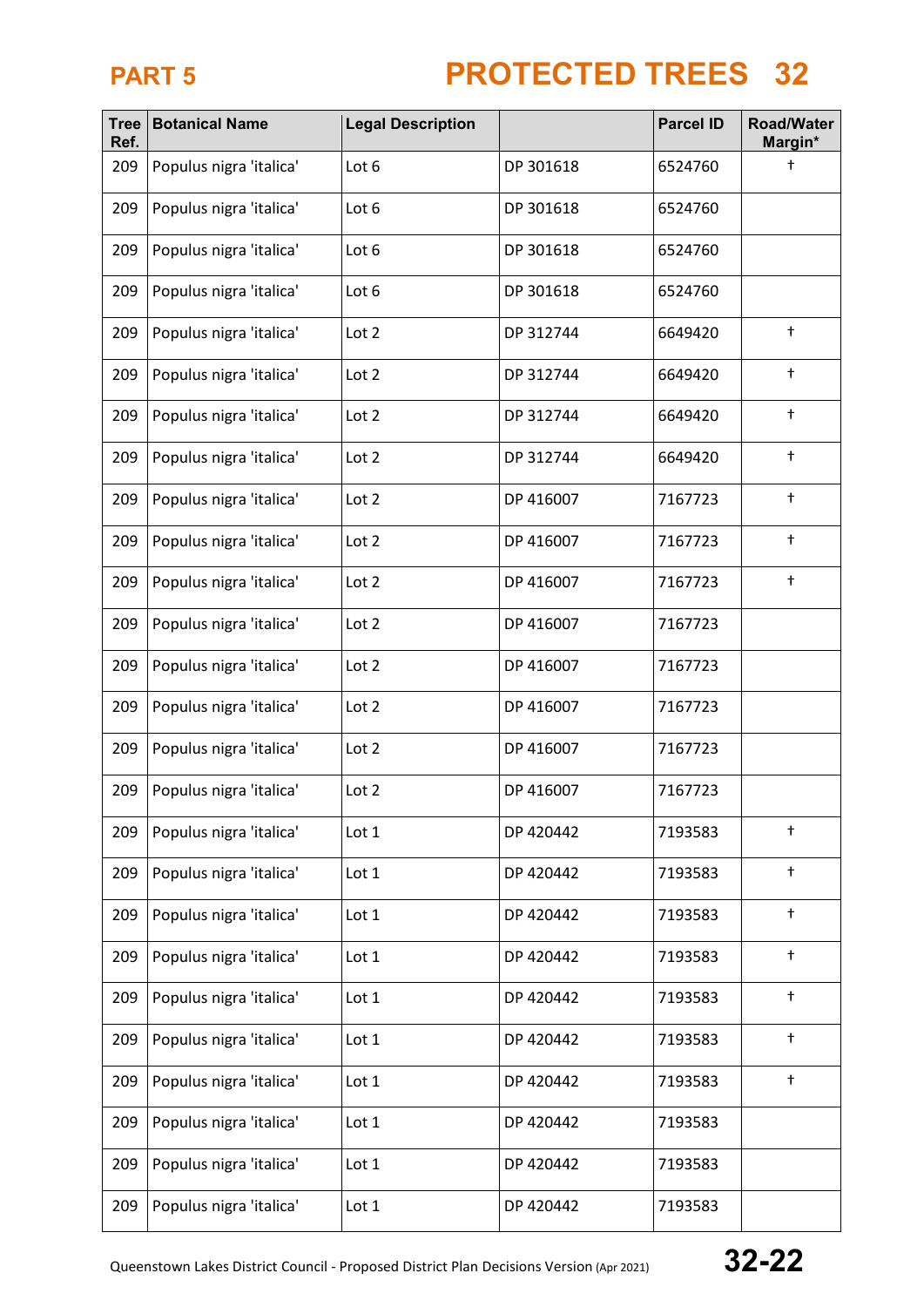| Tree Ref. | Botanical Name | Legal Description | | Parcel ID | Road/Water Margin* |
|---|---|---|---|---|---|
| 209 | Populus nigra 'italica' | Lot 6 | DP 301618 | 6524760 | † |
| 209 | Populus nigra 'italica' | Lot 6 | DP 301618 | 6524760 | |
| 209 | Populus nigra 'italica' | Lot 6 | DP 301618 | 6524760 | |
| 209 | Populus nigra 'italica' | Lot 6 | DP 301618 | 6524760 | |
| 209 | Populus nigra 'italica' | Lot 2 | DP 312744 | 6649420 | † |
| 209 | Populus nigra 'italica' | Lot 2 | DP 312744 | 6649420 | † |
| 209 | Populus nigra 'italica' | Lot 2 | DP 312744 | 6649420 | † |
| 209 | Populus nigra 'italica' | Lot 2 | DP 312744 | 6649420 | † |
| 209 | Populus nigra 'italica' | Lot 2 | DP 416007 | 7167723 | † |
| 209 | Populus nigra 'italica' | Lot 2 | DP 416007 | 7167723 | † |
| 209 | Populus nigra 'italica' | Lot 2 | DP 416007 | 7167723 | † |
| 209 | Populus nigra 'italica' | Lot 2 | DP 416007 | 7167723 | |
| 209 | Populus nigra 'italica' | Lot 2 | DP 416007 | 7167723 | |
| 209 | Populus nigra 'italica' | Lot 2 | DP 416007 | 7167723 | |
| 209 | Populus nigra 'italica' | Lot 2 | DP 416007 | 7167723 | |
| 209 | Populus nigra 'italica' | Lot 2 | DP 416007 | 7167723 | |
| 209 | Populus nigra 'italica' | Lot 1 | DP 420442 | 7193583 | † |
| 209 | Populus nigra 'italica' | Lot 1 | DP 420442 | 7193583 | † |
| 209 | Populus nigra 'italica' | Lot 1 | DP 420442 | 7193583 | † |
| 209 | Populus nigra 'italica' | Lot 1 | DP 420442 | 7193583 | † |
| 209 | Populus nigra 'italica' | Lot 1 | DP 420442 | 7193583 | † |
| 209 | Populus nigra 'italica' | Lot 1 | DP 420442 | 7193583 | † |
| 209 | Populus nigra 'italica' | Lot 1 | DP 420442 | 7193583 | † |
| 209 | Populus nigra 'italica' | Lot 1 | DP 420442 | 7193583 | |
| 209 | Populus nigra 'italica' | Lot 1 | DP 420442 | 7193583 | |
| 209 | Populus nigra 'italica' | Lot 1 | DP 420442 | 7193583 | |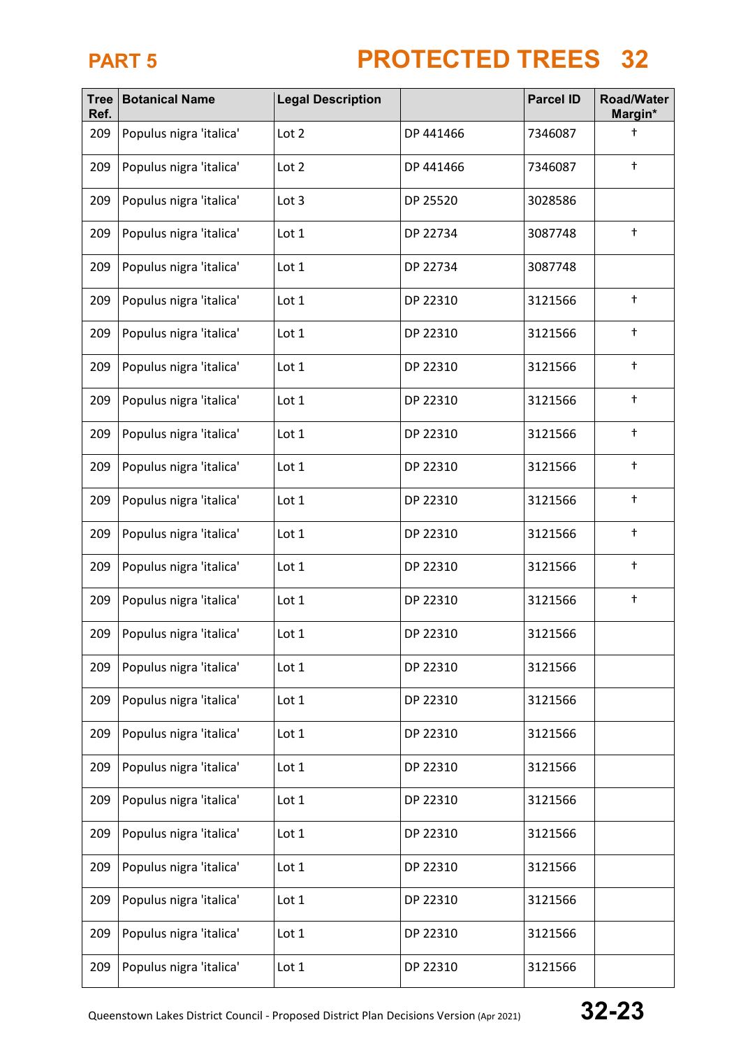# PART 5 PROTECTED TREES 32

| Tree Ref. | Botanical Name | Legal Description | | Parcel ID | Road/Water Margin* |
|---|---|---|---|---|---|
| 209 | Populus nigra 'italica' | Lot 2 | DP 441466 | 7346087 | † |
| 209 | Populus nigra 'italica' | Lot 2 | DP 441466 | 7346087 | † |
| 209 | Populus nigra 'italica' | Lot 3 | DP 25520 | 3028586 | |
| 209 | Populus nigra 'italica' | Lot 1 | DP 22734 | 3087748 | † |
| 209 | Populus nigra 'italica' | Lot 1 | DP 22734 | 3087748 | |
| 209 | Populus nigra 'italica' | Lot 1 | DP 22310 | 3121566 | † |
| 209 | Populus nigra 'italica' | Lot 1 | DP 22310 | 3121566 | † |
| 209 | Populus nigra 'italica' | Lot 1 | DP 22310 | 3121566 | † |
| 209 | Populus nigra 'italica' | Lot 1 | DP 22310 | 3121566 | † |
| 209 | Populus nigra 'italica' | Lot 1 | DP 22310 | 3121566 | † |
| 209 | Populus nigra 'italica' | Lot 1 | DP 22310 | 3121566 | † |
| 209 | Populus nigra 'italica' | Lot 1 | DP 22310 | 3121566 | † |
| 209 | Populus nigra 'italica' | Lot 1 | DP 22310 | 3121566 | † |
| 209 | Populus nigra 'italica' | Lot 1 | DP 22310 | 3121566 | † |
| 209 | Populus nigra 'italica' | Lot 1 | DP 22310 | 3121566 | † |
| 209 | Populus nigra 'italica' | Lot 1 | DP 22310 | 3121566 | |
| 209 | Populus nigra 'italica' | Lot 1 | DP 22310 | 3121566 | |
| 209 | Populus nigra 'italica' | Lot 1 | DP 22310 | 3121566 | |
| 209 | Populus nigra 'italica' | Lot 1 | DP 22310 | 3121566 | |
| 209 | Populus nigra 'italica' | Lot 1 | DP 22310 | 3121566 | |
| 209 | Populus nigra 'italica' | Lot 1 | DP 22310 | 3121566 | |
| 209 | Populus nigra 'italica' | Lot 1 | DP 22310 | 3121566 | |
| 209 | Populus nigra 'italica' | Lot 1 | DP 22310 | 3121566 | |
| 209 | Populus nigra 'italica' | Lot 1 | DP 22310 | 3121566 | |
| 209 | Populus nigra 'italica' | Lot 1 | DP 22310 | 3121566 | |
| 209 | Populus nigra 'italica' | Lot 1 | DP 22310 | 3121566 | |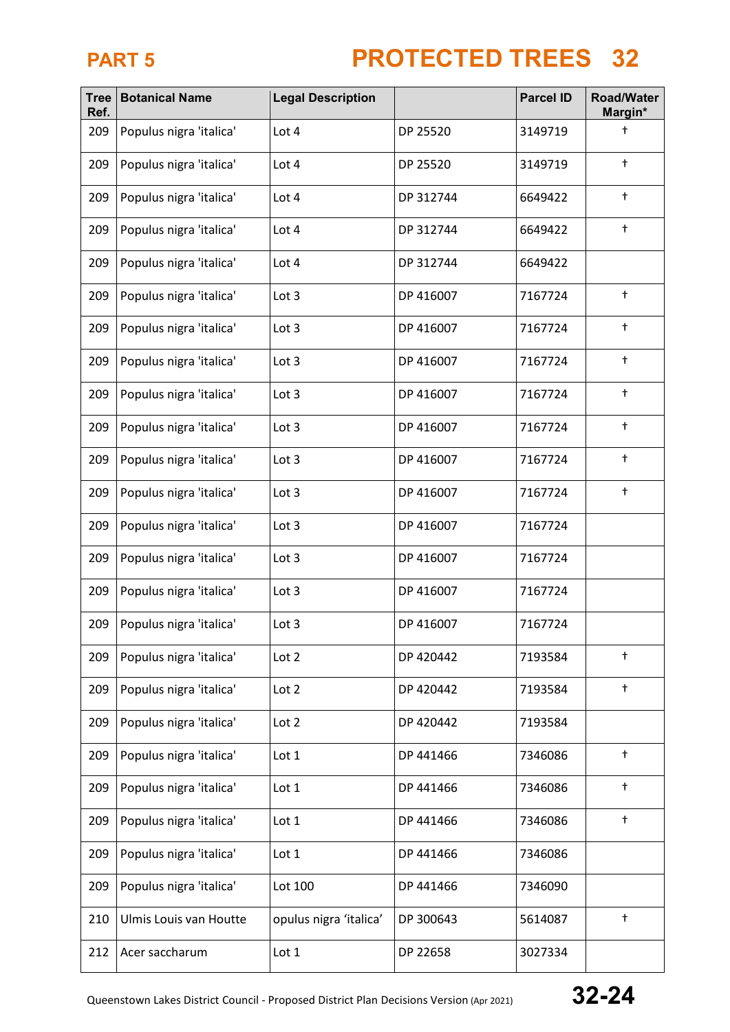# PART 5 PROTECTED TREES 32

| Tree Ref. | Botanical Name | Legal Description | | Parcel ID | Road/Water Margin* |
|---|---|---|---|---|---|
| 209 | Populus nigra 'italica' | Lot 4 | DP 25520 | 3149719 | † |
| 209 | Populus nigra 'italica' | Lot 4 | DP 25520 | 3149719 | † |
| 209 | Populus nigra 'italica' | Lot 4 | DP 312744 | 6649422 | † |
| 209 | Populus nigra 'italica' | Lot 4 | DP 312744 | 6649422 | † |
| 209 | Populus nigra 'italica' | Lot 4 | DP 312744 | 6649422 | |
| 209 | Populus nigra 'italica' | Lot 3 | DP 416007 | 7167724 | † |
| 209 | Populus nigra 'italica' | Lot 3 | DP 416007 | 7167724 | † |
| 209 | Populus nigra 'italica' | Lot 3 | DP 416007 | 7167724 | † |
| 209 | Populus nigra 'italica' | Lot 3 | DP 416007 | 7167724 | † |
| 209 | Populus nigra 'italica' | Lot 3 | DP 416007 | 7167724 | † |
| 209 | Populus nigra 'italica' | Lot 3 | DP 416007 | 7167724 | † |
| 209 | Populus nigra 'italica' | Lot 3 | DP 416007 | 7167724 | † |
| 209 | Populus nigra 'italica' | Lot 3 | DP 416007 | 7167724 | |
| 209 | Populus nigra 'italica' | Lot 3 | DP 416007 | 7167724 | |
| 209 | Populus nigra 'italica' | Lot 3 | DP 416007 | 7167724 | |
| 209 | Populus nigra 'italica' | Lot 3 | DP 416007 | 7167724 | |
| 209 | Populus nigra 'italica' | Lot 2 | DP 420442 | 7193584 | † |
| 209 | Populus nigra 'italica' | Lot 2 | DP 420442 | 7193584 | † |
| 209 | Populus nigra 'italica' | Lot 2 | DP 420442 | 7193584 | |
| 209 | Populus nigra 'italica' | Lot 1 | DP 441466 | 7346086 | † |
| 209 | Populus nigra 'italica' | Lot 1 | DP 441466 | 7346086 | † |
| 209 | Populus nigra 'italica' | Lot 1 | DP 441466 | 7346086 | † |
| 209 | Populus nigra 'italica' | Lot 1 | DP 441466 | 7346086 | |
| 209 | Populus nigra 'italica' | Lot 100 | DP 441466 | 7346090 | |
| 210 | Ulmis Louis van Houtte | opulus nigra 'italica' | DP 300643 | 5614087 | † |
| 212 | Acer saccharum | Lot 1 | DP 22658 | 3027334 | |

Queenstown Lakes District Council - Proposed District Plan Decisions Version (Apr 2021)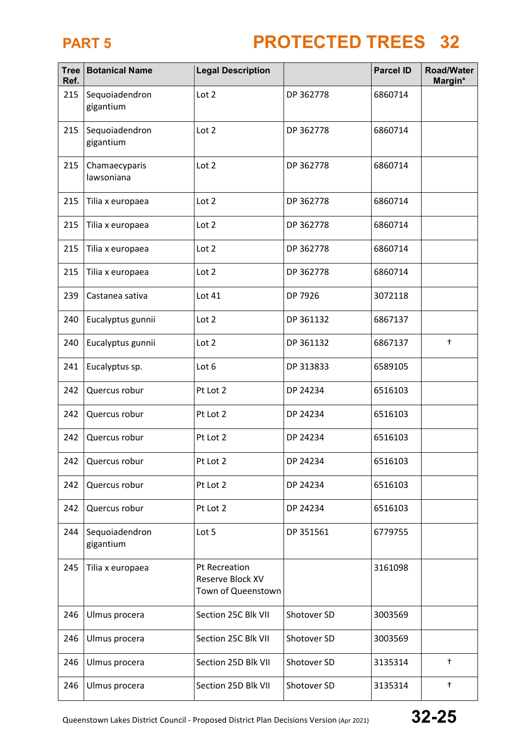| Tree Ref. | Botanical Name | Legal Description | | Parcel ID | Road/Water Margin* |
|---|---|---|---|---|---|
| 215 | Sequoiadendron gigantium | Lot 2 | DP 362778 | 6860714 | |
| 215 | Sequoiadendron gigantium | Lot 2 | DP 362778 | 6860714 | |
| 215 | Chamaecyparis lawsoniana | Lot 2 | DP 362778 | 6860714 | |
| 215 | Tilia x europaea | Lot 2 | DP 362778 | 6860714 | |
| 215 | Tilia x europaea | Lot 2 | DP 362778 | 6860714 | |
| 215 | Tilia x europaea | Lot 2 | DP 362778 | 6860714 | |
| 215 | Tilia x europaea | Lot 2 | DP 362778 | 6860714 | |
| 239 | Castanea sativa | Lot 41 | DP 7926 | 3072118 | |
| 240 | Eucalyptus gunnii | Lot 2 | DP 361132 | 6867137 | |
| 240 | Eucalyptus gunnii | Lot 2 | DP 361132 | 6867137 | † |
| 241 | Eucalyptus sp. | Lot 6 | DP 313833 | 6589105 | |
| 242 | Quercus robur | Pt Lot 2 | DP 24234 | 6516103 | |
| 242 | Quercus robur | Pt Lot 2 | DP 24234 | 6516103 | |
| 242 | Quercus robur | Pt Lot 2 | DP 24234 | 6516103 | |
| 242 | Quercus robur | Pt Lot 2 | DP 24234 | 6516103 | |
| 242 | Quercus robur | Pt Lot 2 | DP 24234 | 6516103 | |
| 242 | Quercus robur | Pt Lot 2 | DP 24234 | 6516103 | |
| 244 | Sequoiadendron gigantium | Lot 5 | DP 351561 | 6779755 | |
| 245 | Tilia x europaea | Pt Recreation Reserve Block XV Town of Queenstown | | 3161098 | |
| 246 | Ulmus procera | Section 25C Blk VII | Shotover SD | 3003569 | |
| 246 | Ulmus procera | Section 25C Blk VII | Shotover SD | 3003569 | |
| 246 | Ulmus procera | Section 25D Blk VII | Shotover SD | 3135314 | † |
| 246 | Ulmus procera | Section 25D Blk VII | Shotover SD | 3135314 | † |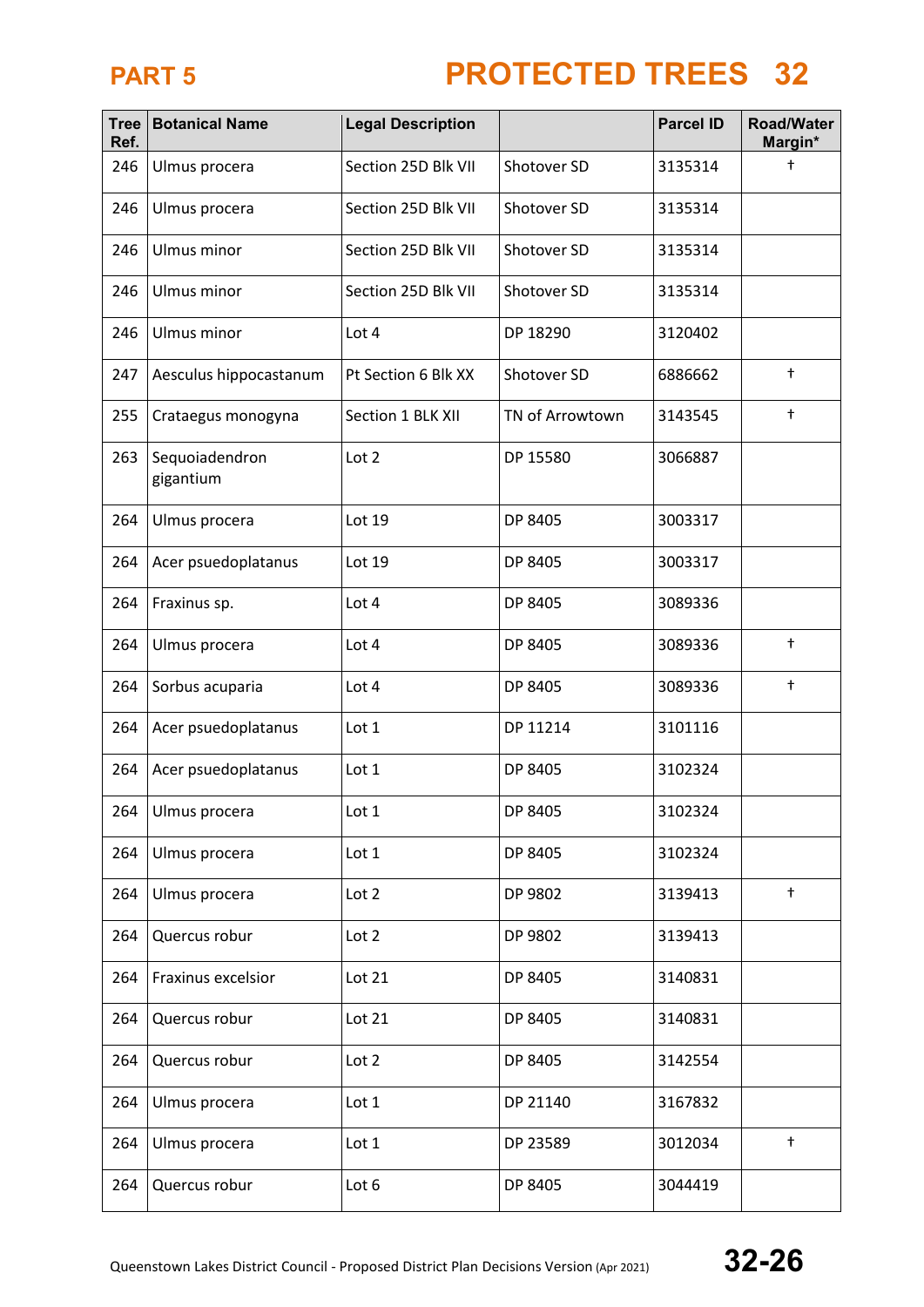# PART 5

# PROTECTED TREES 32

| Tree Ref. | Botanical Name | Legal Description | | Parcel ID | Road/Water Margin* |
|---|---|---|---|---|---|
| 246 | Ulmus procera | Section 25D Blk VII | Shotover SD | 3135314 | † |
| 246 | Ulmus procera | Section 25D Blk VII | Shotover SD | 3135314 | |
| 246 | Ulmus minor | Section 25D Blk VII | Shotover SD | 3135314 | |
| 246 | Ulmus minor | Section 25D Blk VII | Shotover SD | 3135314 | |
| 246 | Ulmus minor | Lot 4 | DP 18290 | 3120402 | |
| 247 | Aesculus hippocastanum | Pt Section 6 Blk XX | Shotover SD | 6886662 | † |
| 255 | Crataegus monogyna | Section 1 BLK XII | TN of Arrowtown | 3143545 | † |
| 263 | Sequoiadendron gigantium | Lot 2 | DP 15580 | 3066887 | |
| 264 | Ulmus procera | Lot 19 | DP 8405 | 3003317 | |
| 264 | Acer psuedoplatanus | Lot 19 | DP 8405 | 3003317 | |
| 264 | Fraxinus sp. | Lot 4 | DP 8405 | 3089336 | |
| 264 | Ulmus procera | Lot 4 | DP 8405 | 3089336 | † |
| 264 | Sorbus acuparia | Lot 4 | DP 8405 | 3089336 | † |
| 264 | Acer psuedoplatanus | Lot 1 | DP 11214 | 3101116 | |
| 264 | Acer psuedoplatanus | Lot 1 | DP 8405 | 3102324 | |
| 264 | Ulmus procera | Lot 1 | DP 8405 | 3102324 | |
| 264 | Ulmus procera | Lot 1 | DP 8405 | 3102324 | |
| 264 | Ulmus procera | Lot 2 | DP 9802 | 3139413 | † |
| 264 | Quercus robur | Lot 2 | DP 9802 | 3139413 | |
| 264 | Fraxinus excelsior | Lot 21 | DP 8405 | 3140831 | |
| 264 | Quercus robur | Lot 21 | DP 8405 | 3140831 | |
| 264 | Quercus robur | Lot 2 | DP 8405 | 3142554 | |
| 264 | Ulmus procera | Lot 1 | DP 21140 | 3167832 | |
| 264 | Ulmus procera | Lot 1 | DP 23589 | 3012034 | † |
| 264 | Quercus robur | Lot 6 | DP 8405 | 3044419 | |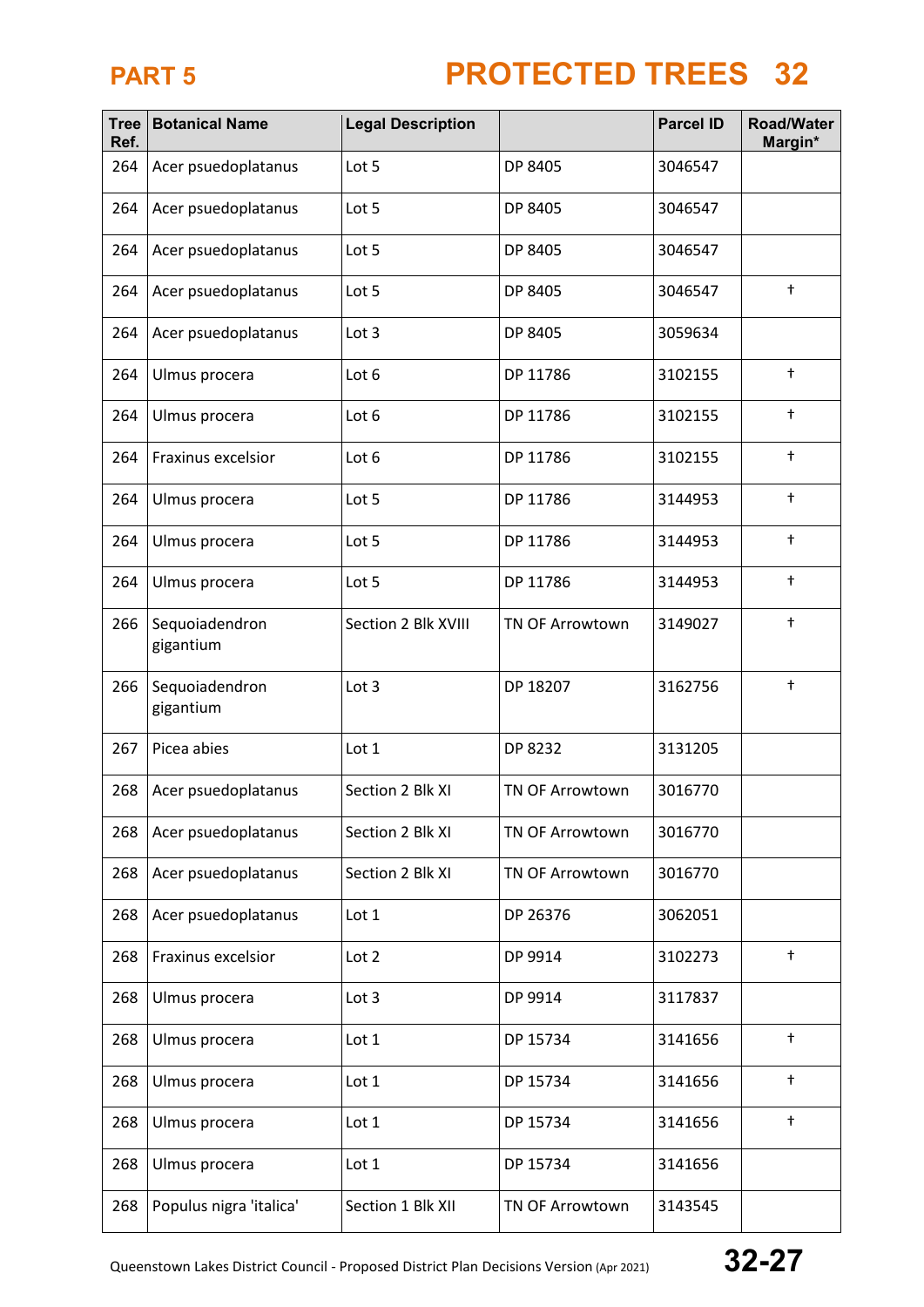# PART 5 PROTECTED TREES 32

| Tree Ref. | Botanical Name | Legal Description | | Parcel ID | Road/Water Margin* |
|---|---|---|---|---|---|
| 264 | Acer psuedoplatanus | Lot 5 | DP 8405 | 3046547 | |
| 264 | Acer psuedoplatanus | Lot 5 | DP 8405 | 3046547 | |
| 264 | Acer psuedoplatanus | Lot 5 | DP 8405 | 3046547 | |
| 264 | Acer psuedoplatanus | Lot 5 | DP 8405 | 3046547 | † |
| 264 | Acer psuedoplatanus | Lot 3 | DP 8405 | 3059634 | |
| 264 | Ulmus procera | Lot 6 | DP 11786 | 3102155 | † |
| 264 | Ulmus procera | Lot 6 | DP 11786 | 3102155 | † |
| 264 | Fraxinus excelsior | Lot 6 | DP 11786 | 3102155 | † |
| 264 | Ulmus procera | Lot 5 | DP 11786 | 3144953 | † |
| 264 | Ulmus procera | Lot 5 | DP 11786 | 3144953 | † |
| 264 | Ulmus procera | Lot 5 | DP 11786 | 3144953 | † |
| 266 | Sequoiadendron gigantium | Section 2 Blk XVIII | TN OF Arrowtown | 3149027 | † |
| 266 | Sequoiadendron gigantium | Lot 3 | DP 18207 | 3162756 | † |
| 267 | Picea abies | Lot 1 | DP 8232 | 3131205 | |
| 268 | Acer psuedoplatanus | Section 2 Blk XI | TN OF Arrowtown | 3016770 | |
| 268 | Acer psuedoplatanus | Section 2 Blk XI | TN OF Arrowtown | 3016770 | |
| 268 | Acer psuedoplatanus | Section 2 Blk XI | TN OF Arrowtown | 3016770 | |
| 268 | Acer psuedoplatanus | Lot 1 | DP 26376 | 3062051 | |
| 268 | Fraxinus excelsior | Lot 2 | DP 9914 | 3102273 | † |
| 268 | Ulmus procera | Lot 3 | DP 9914 | 3117837 | |
| 268 | Ulmus procera | Lot 1 | DP 15734 | 3141656 | † |
| 268 | Ulmus procera | Lot 1 | DP 15734 | 3141656 | † |
| 268 | Ulmus procera | Lot 1 | DP 15734 | 3141656 | † |
| 268 | Ulmus procera | Lot 1 | DP 15734 | 3141656 | |
| 268 | Populus nigra 'italica' | Section 1 Blk XII | TN OF Arrowtown | 3143545 | |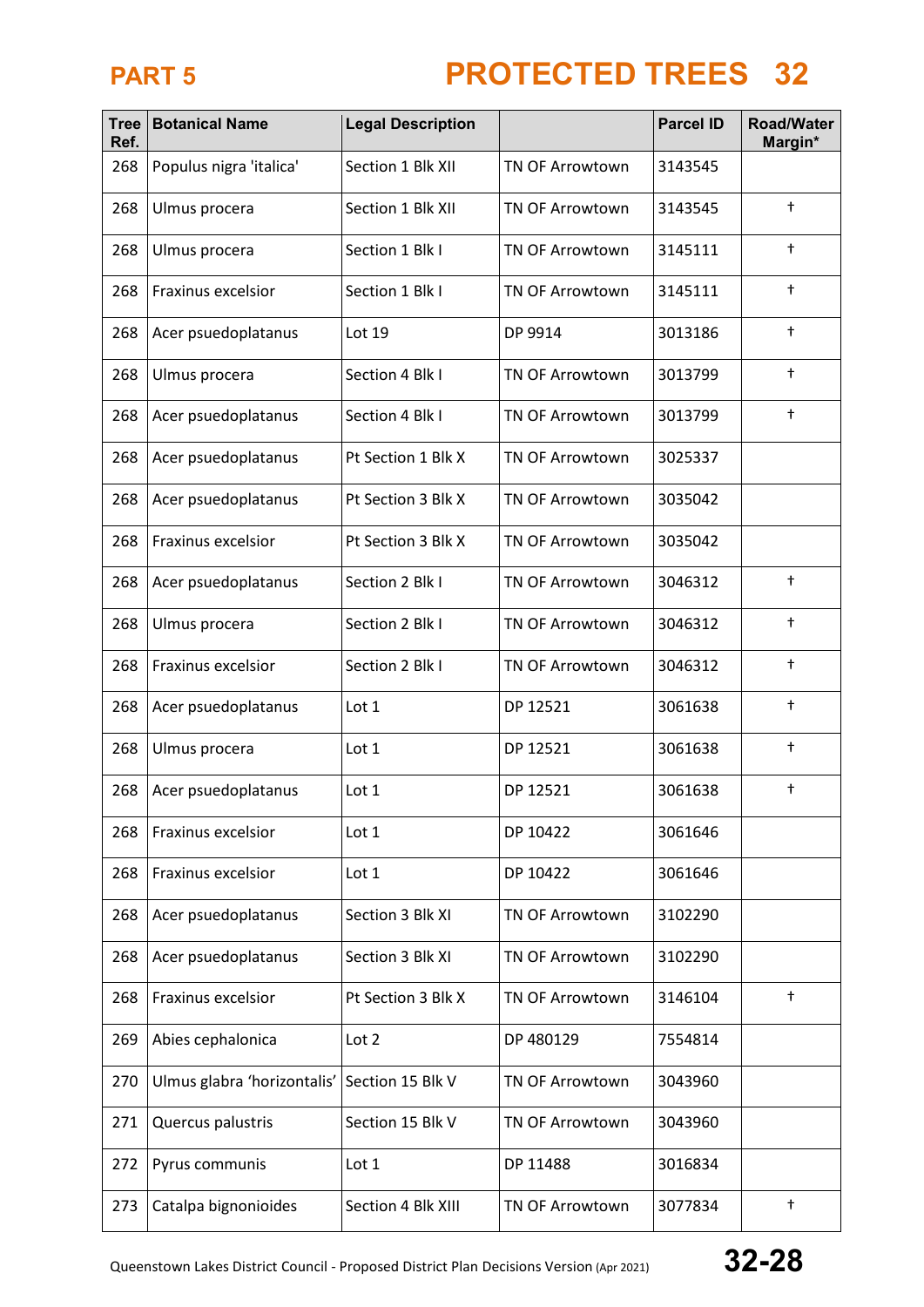## PART 5

## PROTECTED TREES 32

| Tree Ref. | Botanical Name | Legal Description | | Parcel ID | Road/Water Margin* |
|---|---|---|---|---|---|
| 268 | Populus nigra 'italica' | Section 1 Blk XII | TN OF Arrowtown | 3143545 | |
| 268 | Ulmus procera | Section 1 Blk XII | TN OF Arrowtown | 3143545 | † |
| 268 | Ulmus procera | Section 1 Blk I | TN OF Arrowtown | 3145111 | † |
| 268 | Fraxinus excelsior | Section 1 Blk I | TN OF Arrowtown | 3145111 | † |
| 268 | Acer psuedoplatanus | Lot 19 | DP 9914 | 3013186 | † |
| 268 | Ulmus procera | Section 4 Blk I | TN OF Arrowtown | 3013799 | † |
| 268 | Acer psuedoplatanus | Section 4 Blk I | TN OF Arrowtown | 3013799 | † |
| 268 | Acer psuedoplatanus | Pt Section 1 Blk X | TN OF Arrowtown | 3025337 | |
| 268 | Acer psuedoplatanus | Pt Section 3 Blk X | TN OF Arrowtown | 3035042 | |
| 268 | Fraxinus excelsior | Pt Section 3 Blk X | TN OF Arrowtown | 3035042 | |
| 268 | Acer psuedoplatanus | Section 2 Blk I | TN OF Arrowtown | 3046312 | † |
| 268 | Ulmus procera | Section 2 Blk I | TN OF Arrowtown | 3046312 | † |
| 268 | Fraxinus excelsior | Section 2 Blk I | TN OF Arrowtown | 3046312 | † |
| 268 | Acer psuedoplatanus | Lot 1 | DP 12521 | 3061638 | † |
| 268 | Ulmus procera | Lot 1 | DP 12521 | 3061638 | † |
| 268 | Acer psuedoplatanus | Lot 1 | DP 12521 | 3061638 | † |
| 268 | Fraxinus excelsior | Lot 1 | DP 10422 | 3061646 | |
| 268 | Fraxinus excelsior | Lot 1 | DP 10422 | 3061646 | |
| 268 | Acer psuedoplatanus | Section 3 Blk XI | TN OF Arrowtown | 3102290 | |
| 268 | Acer psuedoplatanus | Section 3 Blk XI | TN OF Arrowtown | 3102290 | |
| 268 | Fraxinus excelsior | Pt Section 3 Blk X | TN OF Arrowtown | 3146104 | † |
| 269 | Abies cephalonica | Lot 2 | DP 480129 | 7554814 | |
| 270 | Ulmus glabra 'horizontalis' | Section 15 Blk V | TN OF Arrowtown | 3043960 | |
| 271 | Quercus palustris | Section 15 Blk V | TN OF Arrowtown | 3043960 | |
| 272 | Pyrus communis | Lot 1 | DP 11488 | 3016834 | |
| 273 | Catalpa bignonioides | Section 4 Blk XIII | TN OF Arrowtown | 3077834 | † |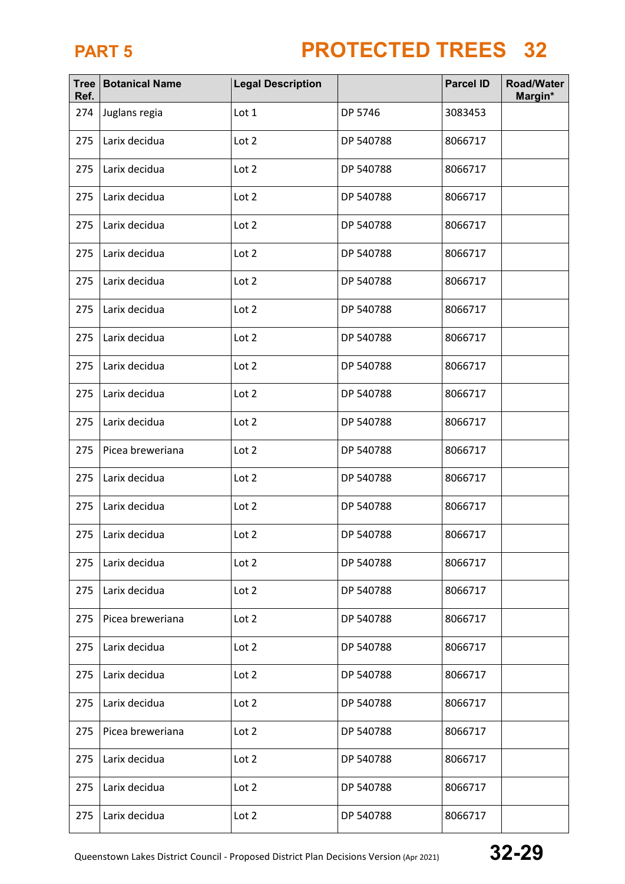| Tree Ref. | Botanical Name | Legal Description | | Parcel ID | Road/Water Margin* |
|---|---|---|---|---|---|
| 274 | Juglans regia | Lot 1 | DP 5746 | 3083453 | |
| 275 | Larix decidua | Lot 2 | DP 540788 | 8066717 | |
| 275 | Larix decidua | Lot 2 | DP 540788 | 8066717 | |
| 275 | Larix decidua | Lot 2 | DP 540788 | 8066717 | |
| 275 | Larix decidua | Lot 2 | DP 540788 | 8066717 | |
| 275 | Larix decidua | Lot 2 | DP 540788 | 8066717 | |
| 275 | Larix decidua | Lot 2 | DP 540788 | 8066717 | |
| 275 | Larix decidua | Lot 2 | DP 540788 | 8066717 | |
| 275 | Larix decidua | Lot 2 | DP 540788 | 8066717 | |
| 275 | Larix decidua | Lot 2 | DP 540788 | 8066717 | |
| 275 | Larix decidua | Lot 2 | DP 540788 | 8066717 | |
| 275 | Larix decidua | Lot 2 | DP 540788 | 8066717 | |
| 275 | Picea breweriana | Lot 2 | DP 540788 | 8066717 | |
| 275 | Larix decidua | Lot 2 | DP 540788 | 8066717 | |
| 275 | Larix decidua | Lot 2 | DP 540788 | 8066717 | |
| 275 | Larix decidua | Lot 2 | DP 540788 | 8066717 | |
| 275 | Larix decidua | Lot 2 | DP 540788 | 8066717 | |
| 275 | Larix decidua | Lot 2 | DP 540788 | 8066717 | |
| 275 | Picea breweriana | Lot 2 | DP 540788 | 8066717 | |
| 275 | Larix decidua | Lot 2 | DP 540788 | 8066717 | |
| 275 | Larix decidua | Lot 2 | DP 540788 | 8066717 | |
| 275 | Larix decidua | Lot 2 | DP 540788 | 8066717 | |
| 275 | Picea breweriana | Lot 2 | DP 540788 | 8066717 | |
| 275 | Larix decidua | Lot 2 | DP 540788 | 8066717 | |
| 275 | Larix decidua | Lot 2 | DP 540788 | 8066717 | |
| 275 | Larix decidua | Lot 2 | DP 540788 | 8066717 | |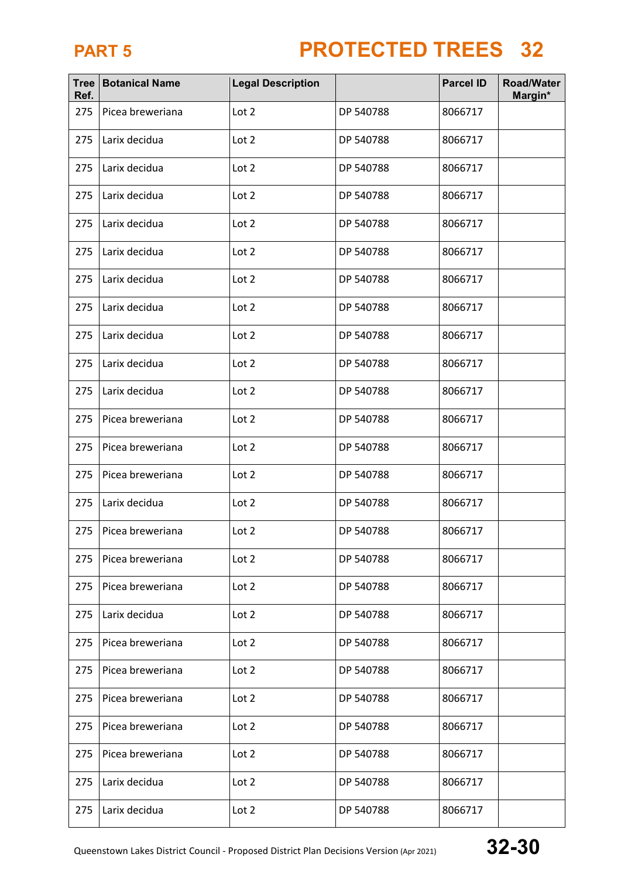# PART 5 PROTECTED TREES 32

| Tree Ref. | Botanical Name | Legal Description | | Parcel ID | Road/Water Margin* |
|---|---|---|---|---|---|
| 275 | Picea breweriana | Lot 2 | DP 540788 | 8066717 | |
| 275 | Larix decidua | Lot 2 | DP 540788 | 8066717 | |
| 275 | Larix decidua | Lot 2 | DP 540788 | 8066717 | |
| 275 | Larix decidua | Lot 2 | DP 540788 | 8066717 | |
| 275 | Larix decidua | Lot 2 | DP 540788 | 8066717 | |
| 275 | Larix decidua | Lot 2 | DP 540788 | 8066717 | |
| 275 | Larix decidua | Lot 2 | DP 540788 | 8066717 | |
| 275 | Larix decidua | Lot 2 | DP 540788 | 8066717 | |
| 275 | Larix decidua | Lot 2 | DP 540788 | 8066717 | |
| 275 | Larix decidua | Lot 2 | DP 540788 | 8066717 | |
| 275 | Larix decidua | Lot 2 | DP 540788 | 8066717 | |
| 275 | Picea breweriana | Lot 2 | DP 540788 | 8066717 | |
| 275 | Picea breweriana | Lot 2 | DP 540788 | 8066717 | |
| 275 | Picea breweriana | Lot 2 | DP 540788 | 8066717 | |
| 275 | Larix decidua | Lot 2 | DP 540788 | 8066717 | |
| 275 | Picea breweriana | Lot 2 | DP 540788 | 8066717 | |
| 275 | Picea breweriana | Lot 2 | DP 540788 | 8066717 | |
| 275 | Picea breweriana | Lot 2 | DP 540788 | 8066717 | |
| 275 | Larix decidua | Lot 2 | DP 540788 | 8066717 | |
| 275 | Picea breweriana | Lot 2 | DP 540788 | 8066717 | |
| 275 | Picea breweriana | Lot 2 | DP 540788 | 8066717 | |
| 275 | Picea breweriana | Lot 2 | DP 540788 | 8066717 | |
| 275 | Picea breweriana | Lot 2 | DP 540788 | 8066717 | |
| 275 | Picea breweriana | Lot 2 | DP 540788 | 8066717 | |
| 275 | Larix decidua | Lot 2 | DP 540788 | 8066717 | |
| 275 | Larix decidua | Lot 2 | DP 540788 | 8066717 | |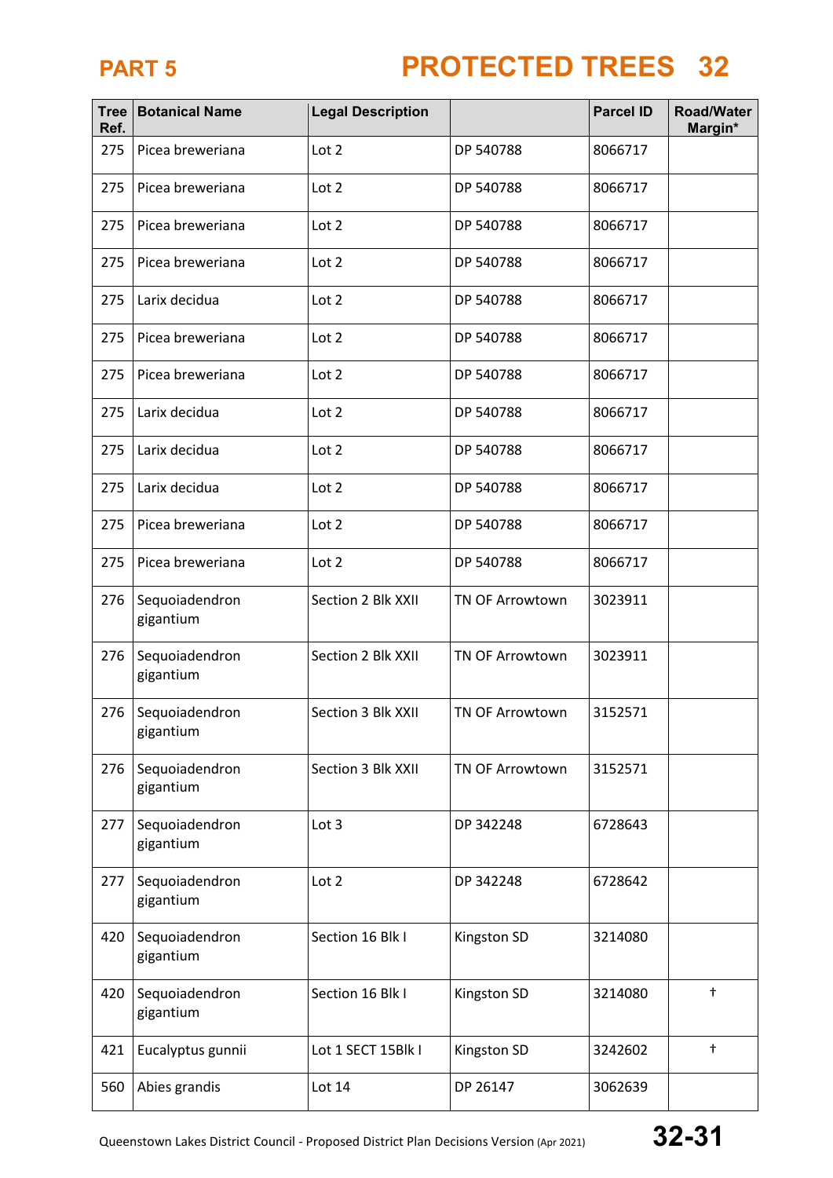# PART 5

# PROTECTED TREES 32

| Tree Ref. | Botanical Name | Legal Description | | Parcel ID | Road/Water Margin* |
|---|---|---|---|---|---|
| 275 | Picea breweriana | Lot 2 | DP 540788 | 8066717 | |
| 275 | Picea breweriana | Lot 2 | DP 540788 | 8066717 | |
| 275 | Picea breweriana | Lot 2 | DP 540788 | 8066717 | |
| 275 | Picea breweriana | Lot 2 | DP 540788 | 8066717 | |
| 275 | Larix decidua | Lot 2 | DP 540788 | 8066717 | |
| 275 | Picea breweriana | Lot 2 | DP 540788 | 8066717 | |
| 275 | Picea breweriana | Lot 2 | DP 540788 | 8066717 | |
| 275 | Larix decidua | Lot 2 | DP 540788 | 8066717 | |
| 275 | Larix decidua | Lot 2 | DP 540788 | 8066717 | |
| 275 | Larix decidua | Lot 2 | DP 540788 | 8066717 | |
| 275 | Picea breweriana | Lot 2 | DP 540788 | 8066717 | |
| 275 | Picea breweriana | Lot 2 | DP 540788 | 8066717 | |
| 276 | Sequoiadendron gigantium | Section 2 Blk XXII | TN OF Arrowtown | 3023911 | |
| 276 | Sequoiadendron gigantium | Section 2 Blk XXII | TN OF Arrowtown | 3023911 | |
| 276 | Sequoiadendron gigantium | Section 3 Blk XXII | TN OF Arrowtown | 3152571 | |
| 276 | Sequoiadendron gigantium | Section 3 Blk XXII | TN OF Arrowtown | 3152571 | |
| 277 | Sequoiadendron gigantium | Lot 3 | DP 342248 | 6728643 | |
| 277 | Sequoiadendron gigantium | Lot 2 | DP 342248 | 6728642 | |
| 420 | Sequoiadendron gigantium | Section 16 Blk I | Kingston SD | 3214080 | |
| 420 | Sequoiadendron gigantium | Section 16 Blk I | Kingston SD | 3214080 | † |
| 421 | Eucalyptus gunnii | Lot 1 SECT 15Blk I | Kingston SD | 3242602 | † |
| 560 | Abies grandis | Lot 14 | DP 26147 | 3062639 | |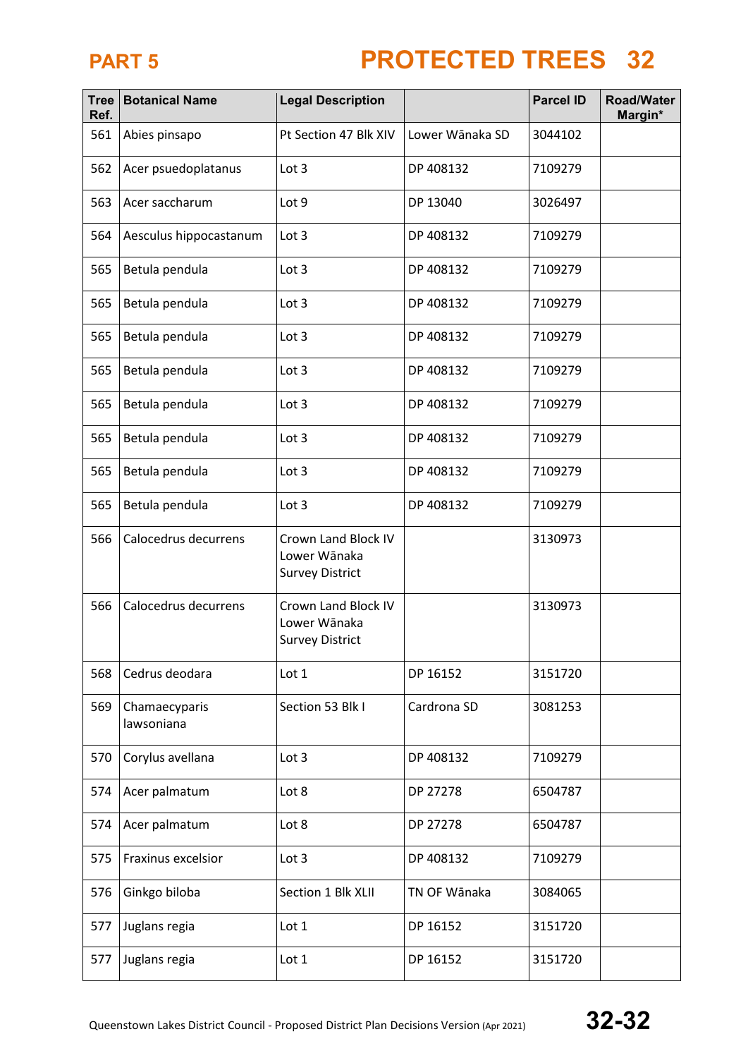# PART 5 PROTECTED TREES 32

| Tree Ref. | Botanical Name | Legal Description | | Parcel ID | Road/Water Margin* |
|---|---|---|---|---|---|
| 561 | Abies pinsapo | Pt Section 47 Blk XIV | Lower Wānaka SD | 3044102 | |
| 562 | Acer psuedoplatanus | Lot 3 | DP 408132 | 7109279 | |
| 563 | Acer saccharum | Lot 9 | DP 13040 | 3026497 | |
| 564 | Aesculus hippocastanum | Lot 3 | DP 408132 | 7109279 | |
| 565 | Betula pendula | Lot 3 | DP 408132 | 7109279 | |
| 565 | Betula pendula | Lot 3 | DP 408132 | 7109279 | |
| 565 | Betula pendula | Lot 3 | DP 408132 | 7109279 | |
| 565 | Betula pendula | Lot 3 | DP 408132 | 7109279 | |
| 565 | Betula pendula | Lot 3 | DP 408132 | 7109279 | |
| 565 | Betula pendula | Lot 3 | DP 408132 | 7109279 | |
| 565 | Betula pendula | Lot 3 | DP 408132 | 7109279 | |
| 565 | Betula pendula | Lot 3 | DP 408132 | 7109279 | |
| 566 | Calocedrus decurrens | Crown Land Block IV Lower Wānaka Survey District | | 3130973 | |
| 566 | Calocedrus decurrens | Crown Land Block IV Lower Wānaka Survey District | | 3130973 | |
| 568 | Cedrus deodara | Lot 1 | DP 16152 | 3151720 | |
| 569 | Chamaecyparis lawsoniana | Section 53 Blk I | Cardrona SD | 3081253 | |
| 570 | Corylus avellana | Lot 3 | DP 408132 | 7109279 | |
| 574 | Acer palmatum | Lot 8 | DP 27278 | 6504787 | |
| 574 | Acer palmatum | Lot 8 | DP 27278 | 6504787 | |
| 575 | Fraxinus excelsior | Lot 3 | DP 408132 | 7109279 | |
| 576 | Ginkgo biloba | Section 1 Blk XLII | TN OF Wānaka | 3084065 | |
| 577 | Juglans regia | Lot 1 | DP 16152 | 3151720 | |
| 577 | Juglans regia | Lot 1 | DP 16152 | 3151720 | |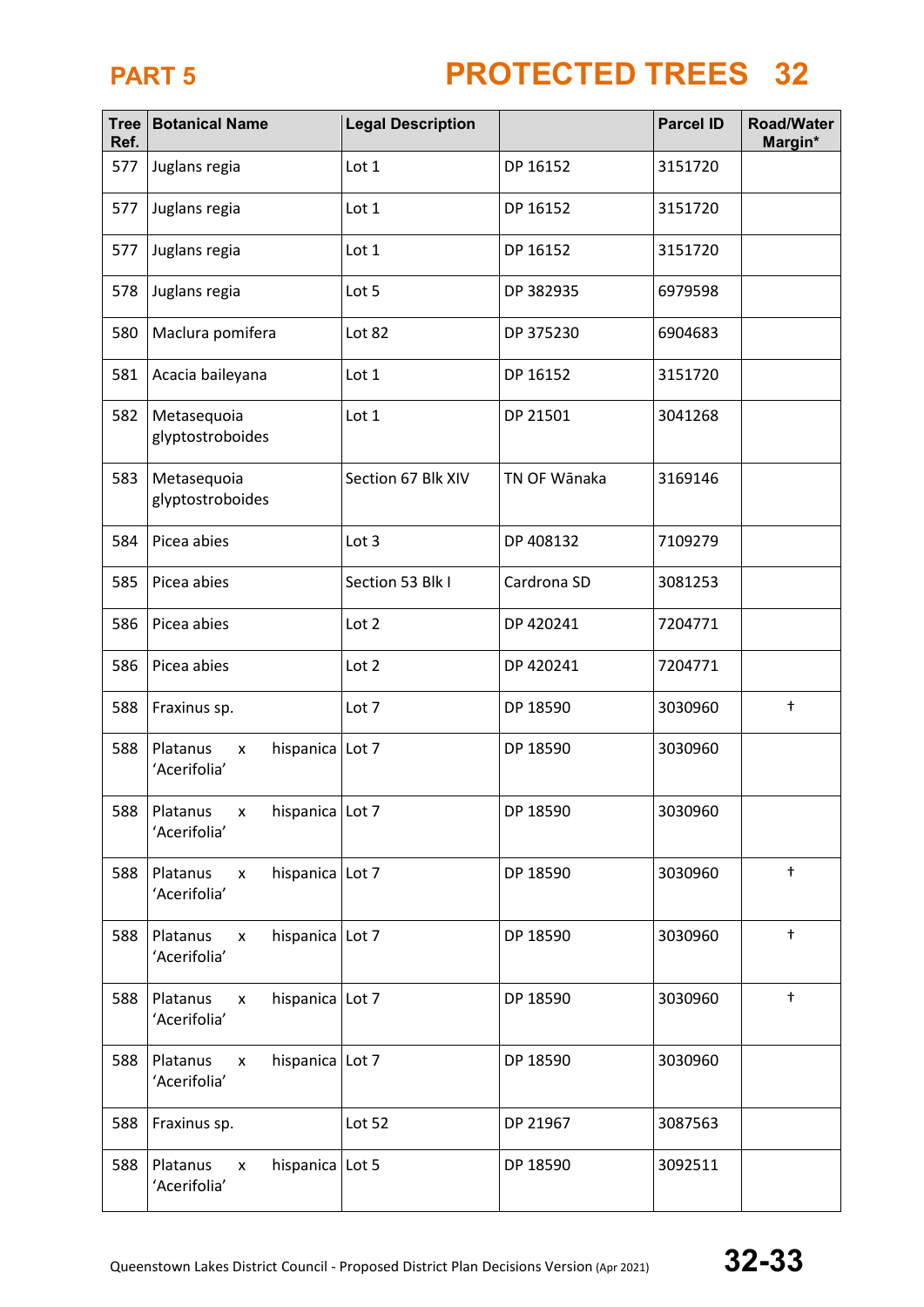# PART 5 PROTECTED TREES 32

| Tree Ref. | Botanical Name | Legal Description | | Parcel ID | Road/Water Margin* |
|---|---|---|---|---|---|
| 577 | Juglans regia | Lot 1 | DP 16152 | 3151720 | |
| 577 | Juglans regia | Lot 1 | DP 16152 | 3151720 | |
| 577 | Juglans regia | Lot 1 | DP 16152 | 3151720 | |
| 578 | Juglans regia | Lot 5 | DP 382935 | 6979598 | |
| 580 | Maclura pomifera | Lot 82 | DP 375230 | 6904683 | |
| 581 | Acacia baileyana | Lot 1 | DP 16152 | 3151720 | |
| 582 | Metasequoia glyptostroboides | Lot 1 | DP 21501 | 3041268 | |
| 583 | Metasequoia glyptostroboides | Section 67 Blk XIV | TN OF Wānaka | 3169146 | |
| 584 | Picea abies | Lot 3 | DP 408132 | 7109279 | |
| 585 | Picea abies | Section 53 Blk I | Cardrona SD | 3081253 | |
| 586 | Picea abies | Lot 2 | DP 420241 | 7204771 | |
| 586 | Picea abies | Lot 2 | DP 420241 | 7204771 | |
| 588 | Fraxinus sp. | Lot 7 | DP 18590 | 3030960 | † |
| 588 | Platanus x hispanica 'Acerifolia' | Lot 7 | DP 18590 | 3030960 | |
| 588 | Platanus x hispanica 'Acerifolia' | Lot 7 | DP 18590 | 3030960 | |
| 588 | Platanus x hispanica 'Acerifolia' | Lot 7 | DP 18590 | 3030960 | † |
| 588 | Platanus x hispanica 'Acerifolia' | Lot 7 | DP 18590 | 3030960 | † |
| 588 | Platanus x hispanica 'Acerifolia' | Lot 7 | DP 18590 | 3030960 | † |
| 588 | Platanus x hispanica 'Acerifolia' | Lot 7 | DP 18590 | 3030960 | |
| 588 | Fraxinus sp. | Lot 52 | DP 21967 | 3087563 | |
| 588 | Platanus x hispanica 'Acerifolia' | Lot 5 | DP 18590 | 3092511 | |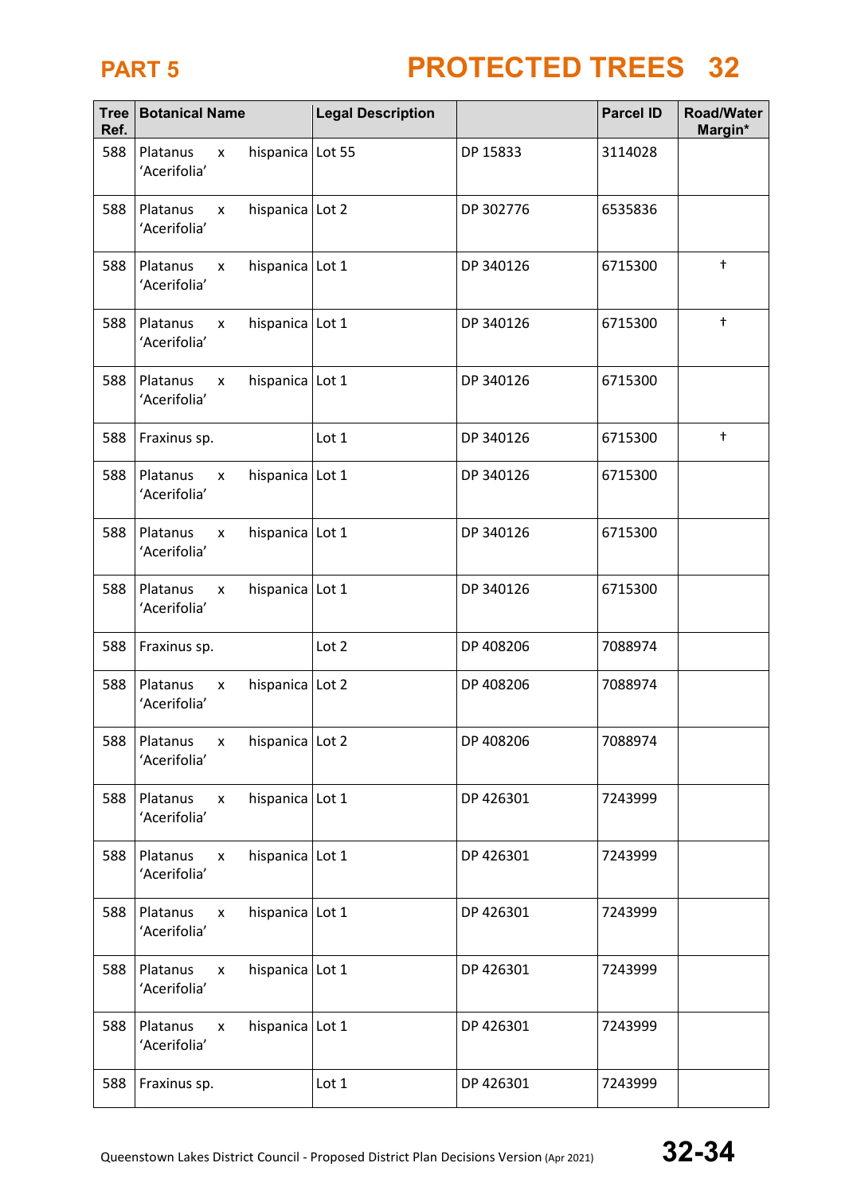# PART 5 PROTECTED TREES 32

| Tree Ref. | Botanical Name | Legal Description | | Parcel ID | Road/Water Margin* |
|---|---|---|---|---|---|
| 588 | Platanus x hispanica 'Acerifolia' | Lot 55 | DP 15833 | 3114028 | |
| 588 | Platanus x hispanica 'Acerifolia' | Lot 2 | DP 302776 | 6535836 | |
| 588 | Platanus x hispanica 'Acerifolia' | Lot 1 | DP 340126 | 6715300 | † |
| 588 | Platanus x hispanica 'Acerifolia' | Lot 1 | DP 340126 | 6715300 | † |
| 588 | Platanus x hispanica 'Acerifolia' | Lot 1 | DP 340126 | 6715300 | |
| 588 | Fraxinus sp. | Lot 1 | DP 340126 | 6715300 | † |
| 588 | Platanus x hispanica 'Acerifolia' | Lot 1 | DP 340126 | 6715300 | |
| 588 | Platanus x hispanica 'Acerifolia' | Lot 1 | DP 340126 | 6715300 | |
| 588 | Platanus x hispanica 'Acerifolia' | Lot 1 | DP 340126 | 6715300 | |
| 588 | Fraxinus sp. | Lot 2 | DP 408206 | 7088974 | |
| 588 | Platanus x hispanica 'Acerifolia' | Lot 2 | DP 408206 | 7088974 | |
| 588 | Platanus x hispanica 'Acerifolia' | Lot 2 | DP 408206 | 7088974 | |
| 588 | Platanus x hispanica 'Acerifolia' | Lot 1 | DP 426301 | 7243999 | |
| 588 | Platanus x hispanica 'Acerifolia' | Lot 1 | DP 426301 | 7243999 | |
| 588 | Platanus x hispanica 'Acerifolia' | Lot 1 | DP 426301 | 7243999 | |
| 588 | Platanus x hispanica 'Acerifolia' | Lot 1 | DP 426301 | 7243999 | |
| 588 | Platanus x hispanica 'Acerifolia' | Lot 1 | DP 426301 | 7243999 | |
| 588 | Fraxinus sp. | Lot 1 | DP 426301 | 7243999 | |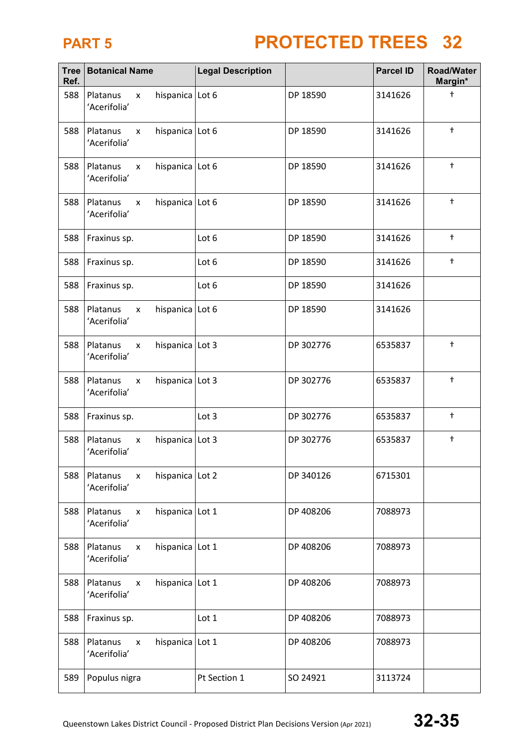# PART 5

# PROTECTED TREES 32

| Tree Ref. | Botanical Name | Legal Description | | Parcel ID | Road/Water Margin* |
|---|---|---|---|---|---|
| 588 | Platanus x hispanica 'Acerifolia' | Lot 6 | DP 18590 | 3141626 | † |
| 588 | Platanus x hispanica 'Acerifolia' | Lot 6 | DP 18590 | 3141626 | † |
| 588 | Platanus x hispanica 'Acerifolia' | Lot 6 | DP 18590 | 3141626 | † |
| 588 | Platanus x hispanica 'Acerifolia' | Lot 6 | DP 18590 | 3141626 | † |
| 588 | Fraxinus sp. | Lot 6 | DP 18590 | 3141626 | † |
| 588 | Fraxinus sp. | Lot 6 | DP 18590 | 3141626 | † |
| 588 | Fraxinus sp. | Lot 6 | DP 18590 | 3141626 | |
| 588 | Platanus x hispanica 'Acerifolia' | Lot 6 | DP 18590 | 3141626 | |
| 588 | Platanus x hispanica 'Acerifolia' | Lot 3 | DP 302776 | 6535837 | † |
| 588 | Platanus x hispanica 'Acerifolia' | Lot 3 | DP 302776 | 6535837 | † |
| 588 | Fraxinus sp. | Lot 3 | DP 302776 | 6535837 | † |
| 588 | Platanus x hispanica 'Acerifolia' | Lot 3 | DP 302776 | 6535837 | † |
| 588 | Platanus x hispanica 'Acerifolia' | Lot 2 | DP 340126 | 6715301 | |
| 588 | Platanus x hispanica 'Acerifolia' | Lot 1 | DP 408206 | 7088973 | |
| 588 | Platanus x hispanica 'Acerifolia' | Lot 1 | DP 408206 | 7088973 | |
| 588 | Platanus x hispanica 'Acerifolia' | Lot 1 | DP 408206 | 7088973 | |
| 588 | Fraxinus sp. | Lot 1 | DP 408206 | 7088973 | |
| 588 | Platanus x hispanica 'Acerifolia' | Lot 1 | DP 408206 | 7088973 | |
| 589 | Populus nigra | Pt Section 1 | SO 24921 | 3113724 | |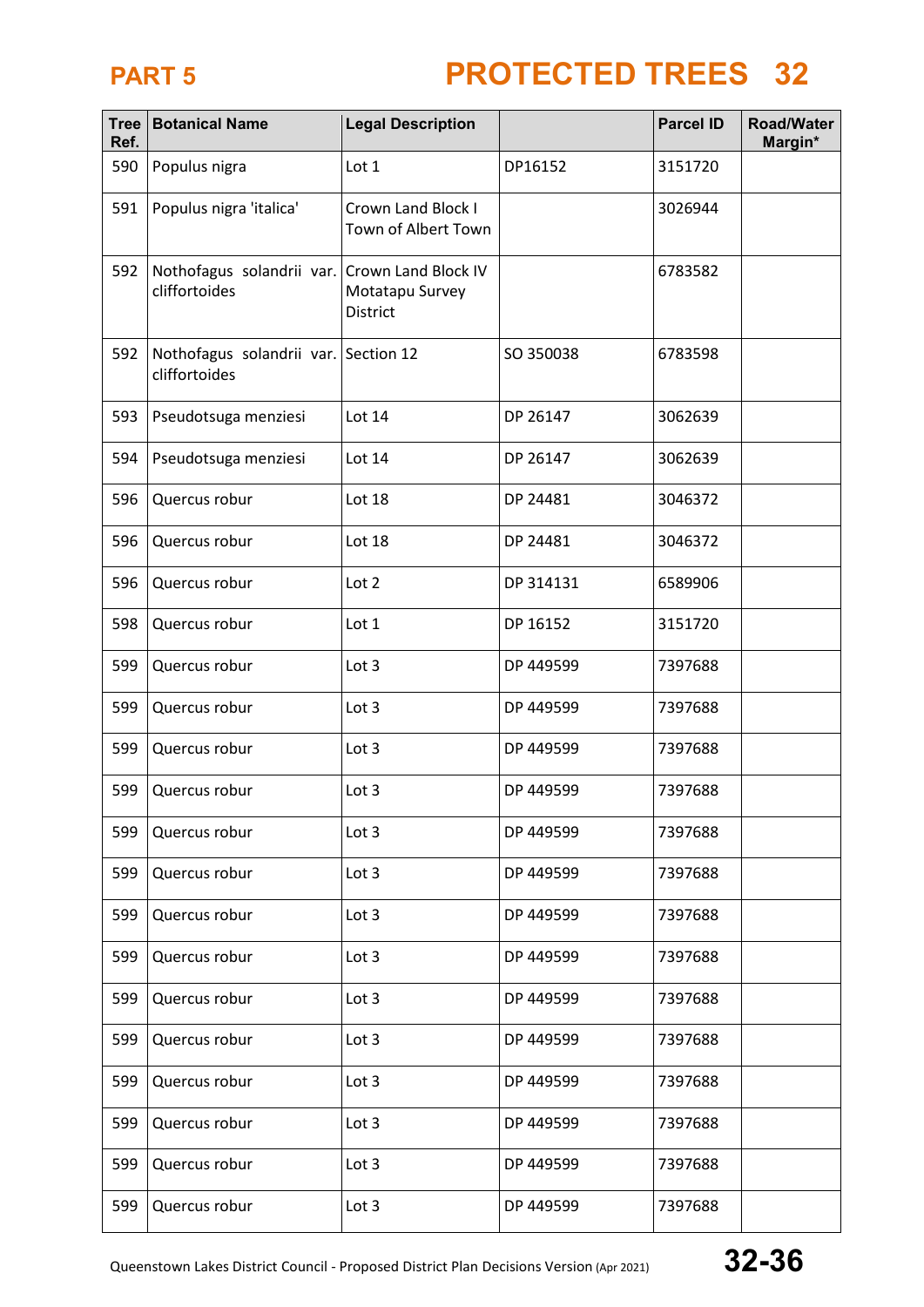# PART 5

# PROTECTED TREES 32

| Tree Ref. | Botanical Name | Legal Description | | Parcel ID | Road/Water Margin* |
|---|---|---|---|---|---|
| 590 | Populus nigra | Lot 1 | DP16152 | 3151720 | |
| 591 | Populus nigra 'italica' | Crown Land Block I Town of Albert Town | | 3026944 | |
| 592 | Nothofagus solandrii var. cliffortoides | Crown Land Block IV Motatapu Survey District | | 6783582 | |
| 592 | Nothofagus solandrii var. cliffortoides | Section 12 | SO 350038 | 6783598 | |
| 593 | Pseudotsuga menziesi | Lot 14 | DP 26147 | 3062639 | |
| 594 | Pseudotsuga menziesi | Lot 14 | DP 26147 | 3062639 | |
| 596 | Quercus robur | Lot 18 | DP 24481 | 3046372 | |
| 596 | Quercus robur | Lot 18 | DP 24481 | 3046372 | |
| 596 | Quercus robur | Lot 2 | DP 314131 | 6589906 | |
| 598 | Quercus robur | Lot 1 | DP 16152 | 3151720 | |
| 599 | Quercus robur | Lot 3 | DP 449599 | 7397688 | |
| 599 | Quercus robur | Lot 3 | DP 449599 | 7397688 | |
| 599 | Quercus robur | Lot 3 | DP 449599 | 7397688 | |
| 599 | Quercus robur | Lot 3 | DP 449599 | 7397688 | |
| 599 | Quercus robur | Lot 3 | DP 449599 | 7397688 | |
| 599 | Quercus robur | Lot 3 | DP 449599 | 7397688 | |
| 599 | Quercus robur | Lot 3 | DP 449599 | 7397688 | |
| 599 | Quercus robur | Lot 3 | DP 449599 | 7397688 | |
| 599 | Quercus robur | Lot 3 | DP 449599 | 7397688 | |
| 599 | Quercus robur | Lot 3 | DP 449599 | 7397688 | |
| 599 | Quercus robur | Lot 3 | DP 449599 | 7397688 | |
| 599 | Quercus robur | Lot 3 | DP 449599 | 7397688 | |
| 599 | Quercus robur | Lot 3 | DP 449599 | 7397688 | |
| 599 | Quercus robur | Lot 3 | DP 449599 | 7397688 | |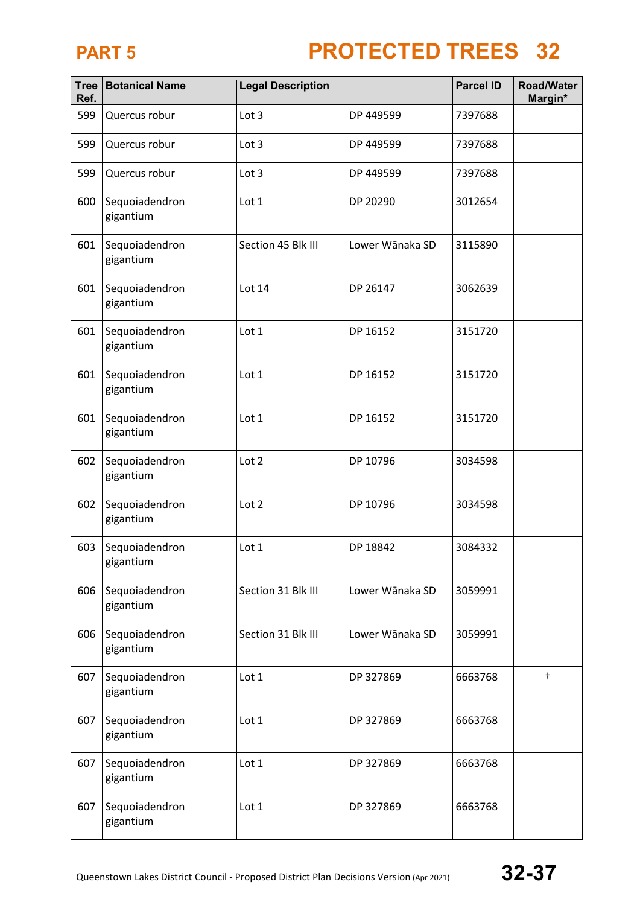# PART 5 PROTECTED TREES 32

| Tree Ref. | Botanical Name | Legal Description | | Parcel ID | Road/Water Margin* |
|---|---|---|---|---|---|
| 599 | Quercus robur | Lot 3 | DP 449599 | 7397688 | |
| 599 | Quercus robur | Lot 3 | DP 449599 | 7397688 | |
| 599 | Quercus robur | Lot 3 | DP 449599 | 7397688 | |
| 600 | Sequoiadendron gigantium | Lot 1 | DP 20290 | 3012654 | |
| 601 | Sequoiadendron gigantium | Section 45 Blk III | Lower Wānaka SD | 3115890 | |
| 601 | Sequoiadendron gigantium | Lot 14 | DP 26147 | 3062639 | |
| 601 | Sequoiadendron gigantium | Lot 1 | DP 16152 | 3151720 | |
| 601 | Sequoiadendron gigantium | Lot 1 | DP 16152 | 3151720 | |
| 601 | Sequoiadendron gigantium | Lot 1 | DP 16152 | 3151720 | |
| 602 | Sequoiadendron gigantium | Lot 2 | DP 10796 | 3034598 | |
| 602 | Sequoiadendron gigantium | Lot 2 | DP 10796 | 3034598 | |
| 603 | Sequoiadendron gigantium | Lot 1 | DP 18842 | 3084332 | |
| 606 | Sequoiadendron gigantium | Section 31 Blk III | Lower Wānaka SD | 3059991 | |
| 606 | Sequoiadendron gigantium | Section 31 Blk III | Lower Wānaka SD | 3059991 | |
| 607 | Sequoiadendron gigantium | Lot 1 | DP 327869 | 6663768 | † |
| 607 | Sequoiadendron gigantium | Lot 1 | DP 327869 | 6663768 | |
| 607 | Sequoiadendron gigantium | Lot 1 | DP 327869 | 6663768 | |
| 607 | Sequoiadendron gigantium | Lot 1 | DP 327869 | 6663768 | |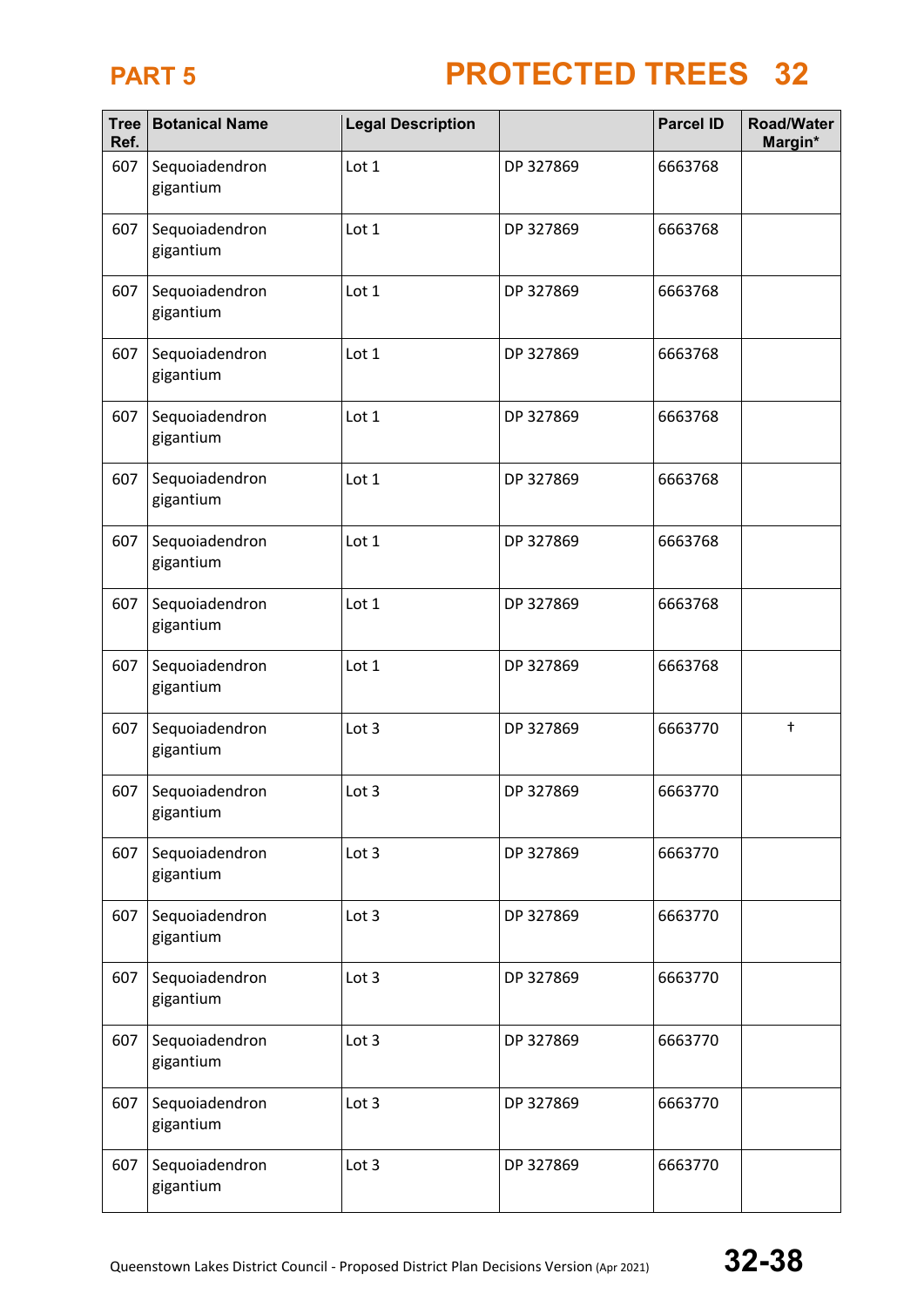| Tree Ref. | Botanical Name | Legal Description | | Parcel ID | Road/Water Margin* |
|---|---|---|---|---|---|
| 607 | Sequoiadendron gigantium | Lot 1 | DP 327869 | 6663768 | |
| 607 | Sequoiadendron gigantium | Lot 1 | DP 327869 | 6663768 | |
| 607 | Sequoiadendron gigantium | Lot 1 | DP 327869 | 6663768 | |
| 607 | Sequoiadendron gigantium | Lot 1 | DP 327869 | 6663768 | |
| 607 | Sequoiadendron gigantium | Lot 1 | DP 327869 | 6663768 | |
| 607 | Sequoiadendron gigantium | Lot 1 | DP 327869 | 6663768 | |
| 607 | Sequoiadendron gigantium | Lot 1 | DP 327869 | 6663768 | |
| 607 | Sequoiadendron gigantium | Lot 1 | DP 327869 | 6663768 | |
| 607 | Sequoiadendron gigantium | Lot 1 | DP 327869 | 6663768 | |
| 607 | Sequoiadendron gigantium | Lot 3 | DP 327869 | 6663770 | † |
| 607 | Sequoiadendron gigantium | Lot 3 | DP 327869 | 6663770 | |
| 607 | Sequoiadendron gigantium | Lot 3 | DP 327869 | 6663770 | |
| 607 | Sequoiadendron gigantium | Lot 3 | DP 327869 | 6663770 | |
| 607 | Sequoiadendron gigantium | Lot 3 | DP 327869 | 6663770 | |
| 607 | Sequoiadendron gigantium | Lot 3 | DP 327869 | 6663770 | |
| 607 | Sequoiadendron gigantium | Lot 3 | DP 327869 | 6663770 | |
| 607 | Sequoiadendron gigantium | Lot 3 | DP 327869 | 6663770 | |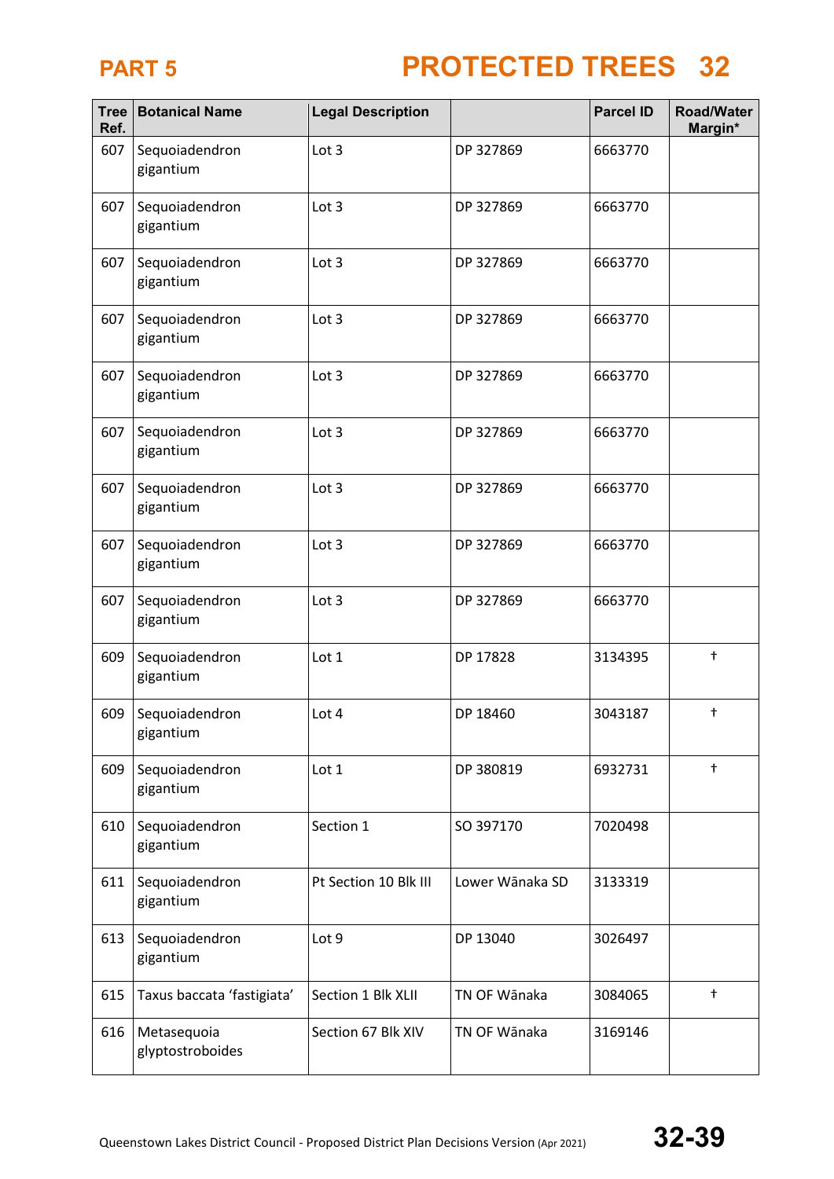# PART 5

# PROTECTED TREES 32

| Tree Ref. | Botanical Name | Legal Description | | Parcel ID | Road/Water Margin* |
|---|---|---|---|---|---|
| 607 | Sequoiadendron gigantium | Lot 3 | DP 327869 | 6663770 | |
| 607 | Sequoiadendron gigantium | Lot 3 | DP 327869 | 6663770 | |
| 607 | Sequoiadendron gigantium | Lot 3 | DP 327869 | 6663770 | |
| 607 | Sequoiadendron gigantium | Lot 3 | DP 327869 | 6663770 | |
| 607 | Sequoiadendron gigantium | Lot 3 | DP 327869 | 6663770 | |
| 607 | Sequoiadendron gigantium | Lot 3 | DP 327869 | 6663770 | |
| 607 | Sequoiadendron gigantium | Lot 3 | DP 327869 | 6663770 | |
| 607 | Sequoiadendron gigantium | Lot 3 | DP 327869 | 6663770 | |
| 607 | Sequoiadendron gigantium | Lot 3 | DP 327869 | 6663770 | |
| 609 | Sequoiadendron gigantium | Lot 1 | DP 17828 | 3134395 | † |
| 609 | Sequoiadendron gigantium | Lot 4 | DP 18460 | 3043187 | † |
| 609 | Sequoiadendron gigantium | Lot 1 | DP 380819 | 6932731 | † |
| 610 | Sequoiadendron gigantium | Section 1 | SO 397170 | 7020498 | |
| 611 | Sequoiadendron gigantium | Pt Section 10 Blk III | Lower Wānaka SD | 3133319 | |
| 613 | Sequoiadendron gigantium | Lot 9 | DP 13040 | 3026497 | |
| 615 | Taxus baccata 'fastigiata' | Section 1 Blk XLII | TN OF Wānaka | 3084065 | † |
| 616 | Metasequoia glyptostroboides | Section 67 Blk XIV | TN OF Wānaka | 3169146 | |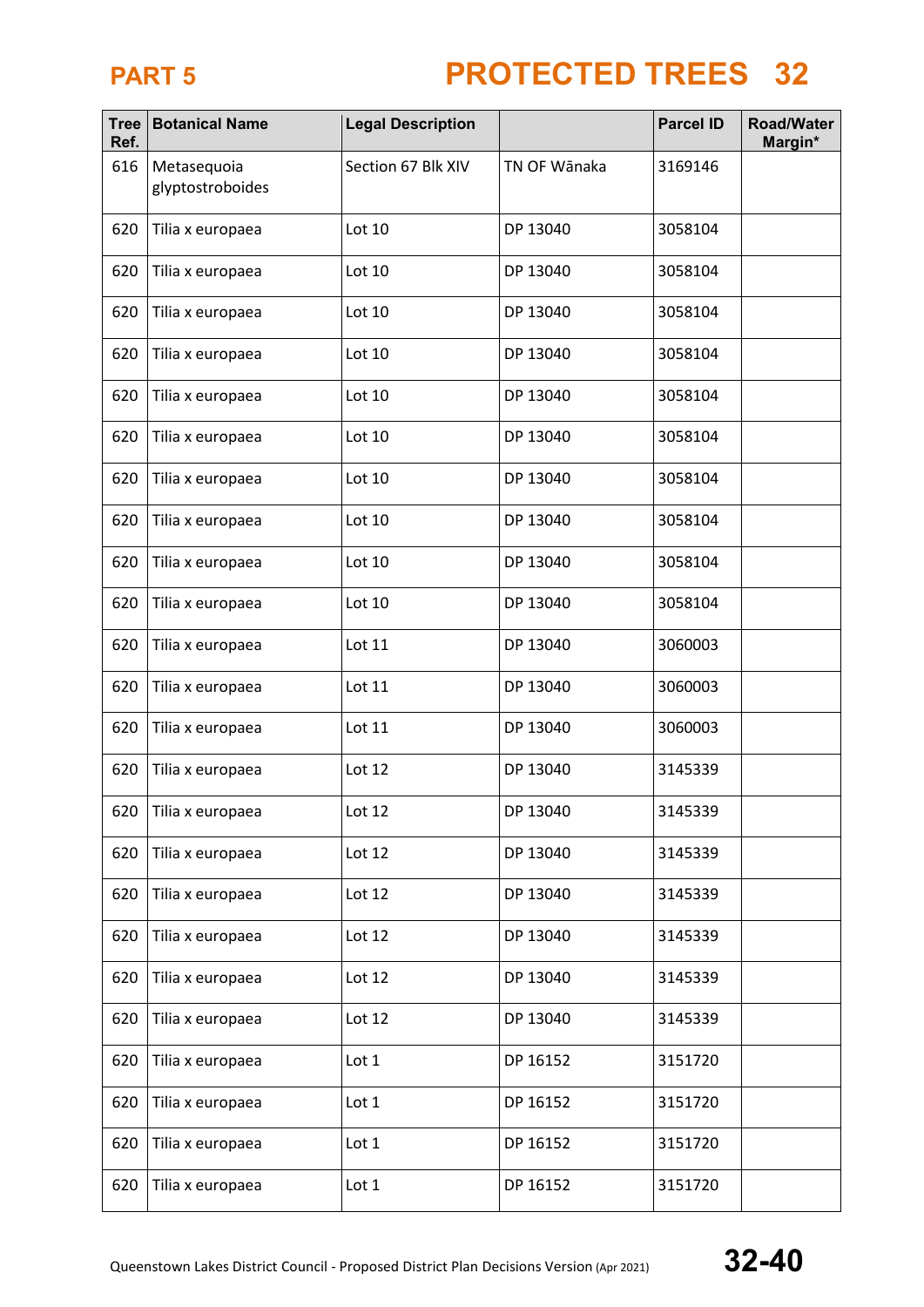# PART 5

# PROTECTED TREES 32

| Tree Ref. | Botanical Name | Legal Description | | Parcel ID | Road/Water Margin* |
|---|---|---|---|---|---|
| 616 | Metasequoia glyptostroboides | Section 67 Blk XIV | TN OF Wānaka | 3169146 | |
| 620 | Tilia x europaea | Lot 10 | DP 13040 | 3058104 | |
| 620 | Tilia x europaea | Lot 10 | DP 13040 | 3058104 | |
| 620 | Tilia x europaea | Lot 10 | DP 13040 | 3058104 | |
| 620 | Tilia x europaea | Lot 10 | DP 13040 | 3058104 | |
| 620 | Tilia x europaea | Lot 10 | DP 13040 | 3058104 | |
| 620 | Tilia x europaea | Lot 10 | DP 13040 | 3058104 | |
| 620 | Tilia x europaea | Lot 10 | DP 13040 | 3058104 | |
| 620 | Tilia x europaea | Lot 10 | DP 13040 | 3058104 | |
| 620 | Tilia x europaea | Lot 10 | DP 13040 | 3058104 | |
| 620 | Tilia x europaea | Lot 10 | DP 13040 | 3058104 | |
| 620 | Tilia x europaea | Lot 11 | DP 13040 | 3060003 | |
| 620 | Tilia x europaea | Lot 11 | DP 13040 | 3060003 | |
| 620 | Tilia x europaea | Lot 11 | DP 13040 | 3060003 | |
| 620 | Tilia x europaea | Lot 12 | DP 13040 | 3145339 | |
| 620 | Tilia x europaea | Lot 12 | DP 13040 | 3145339 | |
| 620 | Tilia x europaea | Lot 12 | DP 13040 | 3145339 | |
| 620 | Tilia x europaea | Lot 12 | DP 13040 | 3145339 | |
| 620 | Tilia x europaea | Lot 12 | DP 13040 | 3145339 | |
| 620 | Tilia x europaea | Lot 12 | DP 13040 | 3145339 | |
| 620 | Tilia x europaea | Lot 12 | DP 13040 | 3145339 | |
| 620 | Tilia x europaea | Lot 1 | DP 16152 | 3151720 | |
| 620 | Tilia x europaea | Lot 1 | DP 16152 | 3151720 | |
| 620 | Tilia x europaea | Lot 1 | DP 16152 | 3151720 | |
| 620 | Tilia x europaea | Lot 1 | DP 16152 | 3151720 | |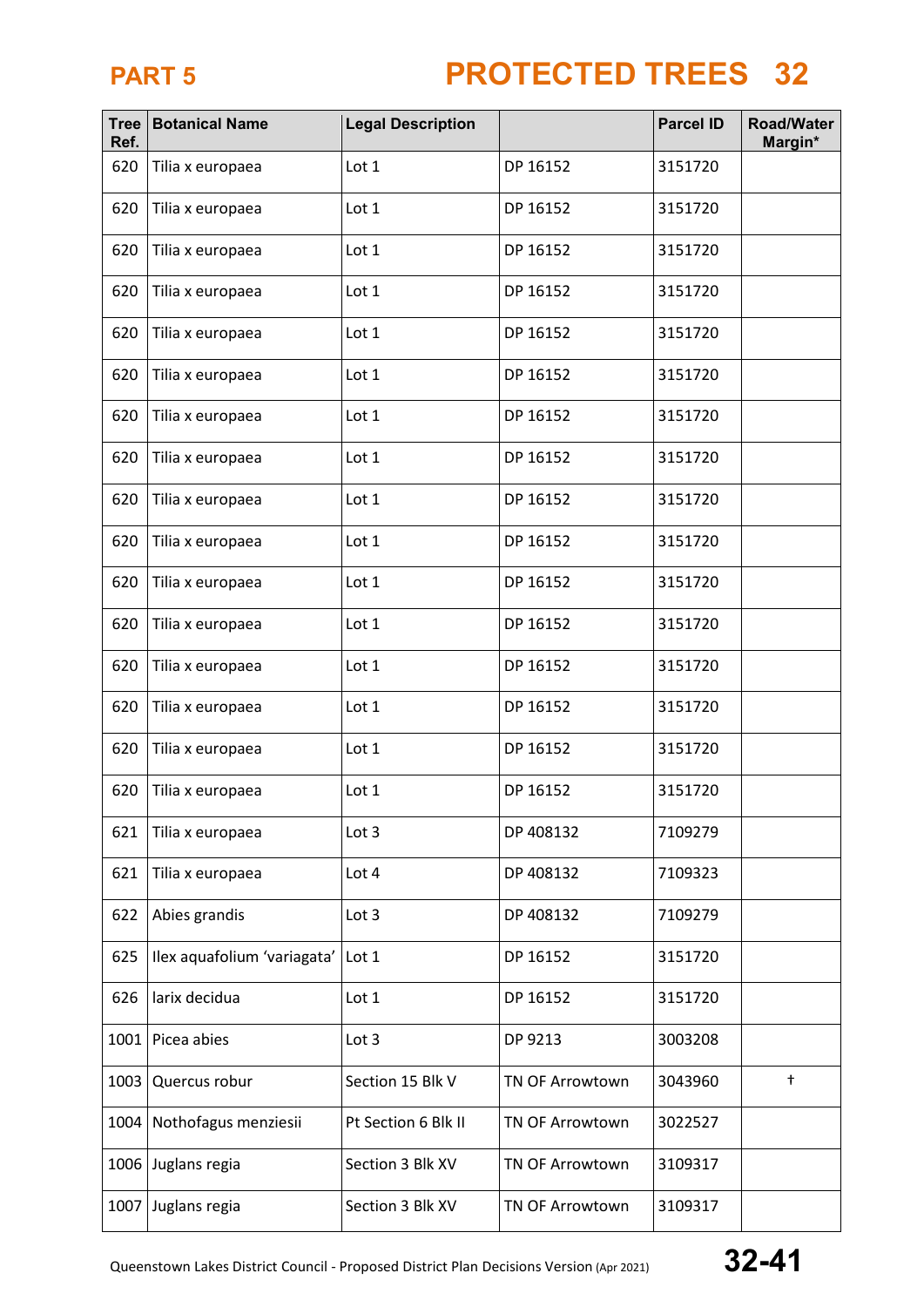| Tree Ref. | Botanical Name | Legal Description | | Parcel ID | Road/Water Margin* |
|---|---|---|---|---|---|
| 620 | Tilia x europaea | Lot 1 | DP 16152 | 3151720 | |
| 620 | Tilia x europaea | Lot 1 | DP 16152 | 3151720 | |
| 620 | Tilia x europaea | Lot 1 | DP 16152 | 3151720 | |
| 620 | Tilia x europaea | Lot 1 | DP 16152 | 3151720 | |
| 620 | Tilia x europaea | Lot 1 | DP 16152 | 3151720 | |
| 620 | Tilia x europaea | Lot 1 | DP 16152 | 3151720 | |
| 620 | Tilia x europaea | Lot 1 | DP 16152 | 3151720 | |
| 620 | Tilia x europaea | Lot 1 | DP 16152 | 3151720 | |
| 620 | Tilia x europaea | Lot 1 | DP 16152 | 3151720 | |
| 620 | Tilia x europaea | Lot 1 | DP 16152 | 3151720 | |
| 620 | Tilia x europaea | Lot 1 | DP 16152 | 3151720 | |
| 620 | Tilia x europaea | Lot 1 | DP 16152 | 3151720 | |
| 620 | Tilia x europaea | Lot 1 | DP 16152 | 3151720 | |
| 620 | Tilia x europaea | Lot 1 | DP 16152 | 3151720 | |
| 620 | Tilia x europaea | Lot 1 | DP 16152 | 3151720 | |
| 620 | Tilia x europaea | Lot 1 | DP 16152 | 3151720 | |
| 621 | Tilia x europaea | Lot 3 | DP 408132 | 7109279 | |
| 621 | Tilia x europaea | Lot 4 | DP 408132 | 7109323 | |
| 622 | Abies grandis | Lot 3 | DP 408132 | 7109279 | |
| 625 | Ilex aquafolium 'variagata' | Lot 1 | DP 16152 | 3151720 | |
| 626 | larix decidua | Lot 1 | DP 16152 | 3151720 | |
| 1001 | Picea abies | Lot 3 | DP 9213 | 3003208 | |
| 1003 | Quercus robur | Section 15 Blk V | TN OF Arrowtown | 3043960 | † |
| 1004 | Nothofagus menziesii | Pt Section 6 Blk II | TN OF Arrowtown | 3022527 | |
| 1006 | Juglans regia | Section 3 Blk XV | TN OF Arrowtown | 3109317 | |
| 1007 | Juglans regia | Section 3 Blk XV | TN OF Arrowtown | 3109317 | |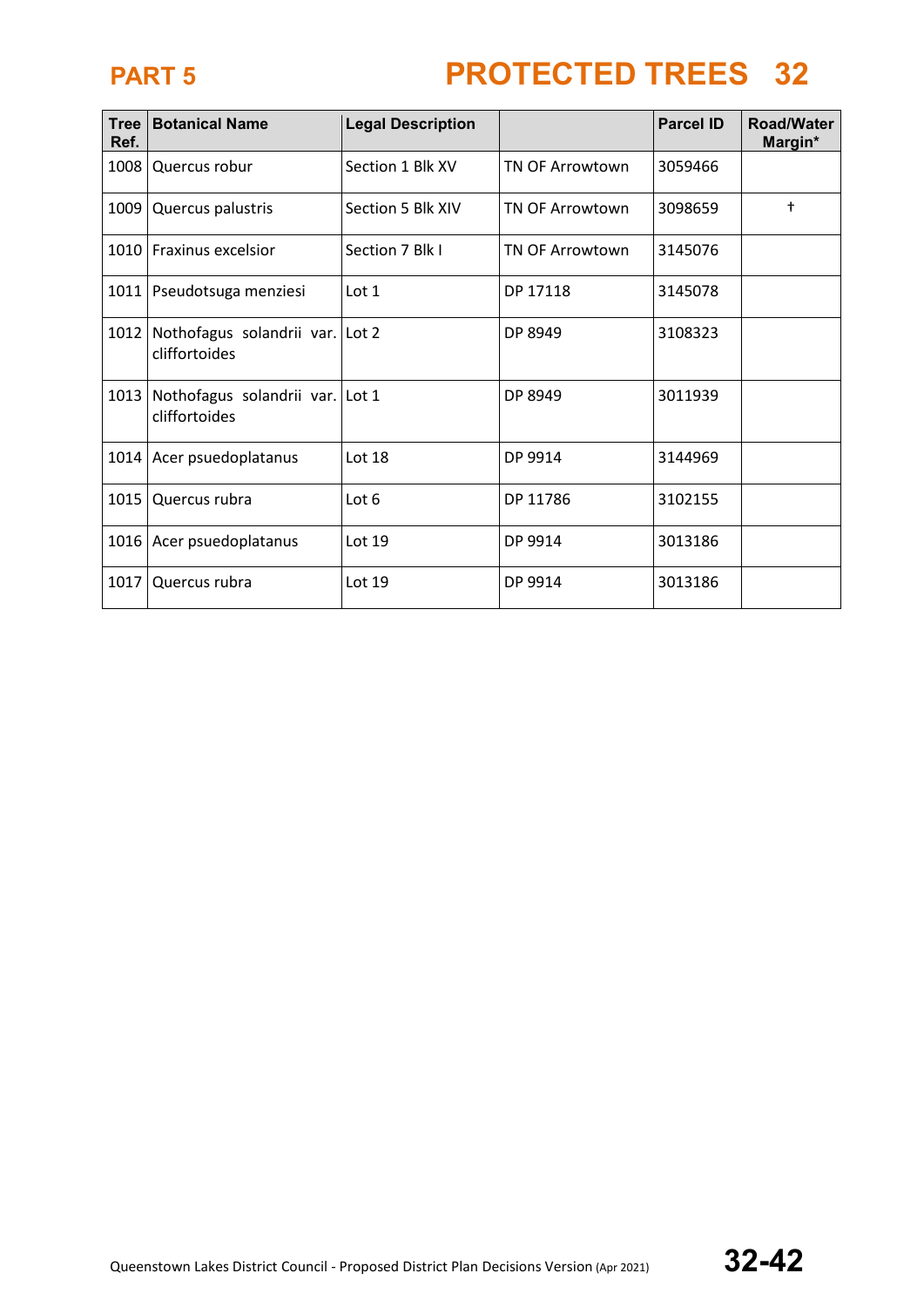# PART 5

# PROTECTED TREES 32

| Tree Ref. | Botanical Name | Legal Description | | Parcel ID | Road/Water Margin* |
|---|---|---|---|---|---|
| 1008 | Quercus robur | Section 1 Blk XV | TN OF Arrowtown | 3059466 | |
| 1009 | Quercus palustris | Section 5 Blk XIV | TN OF Arrowtown | 3098659 | † |
| 1010 | Fraxinus excelsior | Section 7 Blk I | TN OF Arrowtown | 3145076 | |
| 1011 | Pseudotsuga menziesi | Lot 1 | DP 17118 | 3145078 | |
| 1012 | Nothofagus solandrii var. cliffortoides | Lot 2 | DP 8949 | 3108323 | |
| 1013 | Nothofagus solandrii var. cliffortoides | Lot 1 | DP 8949 | 3011939 | |
| 1014 | Acer psuedoplatanus | Lot 18 | DP 9914 | 3144969 | |
| 1015 | Quercus rubra | Lot 6 | DP 11786 | 3102155 | |
| 1016 | Acer psuedoplatanus | Lot 19 | DP 9914 | 3013186 | |
| 1017 | Quercus rubra | Lot 19 | DP 9914 | 3013186 | |